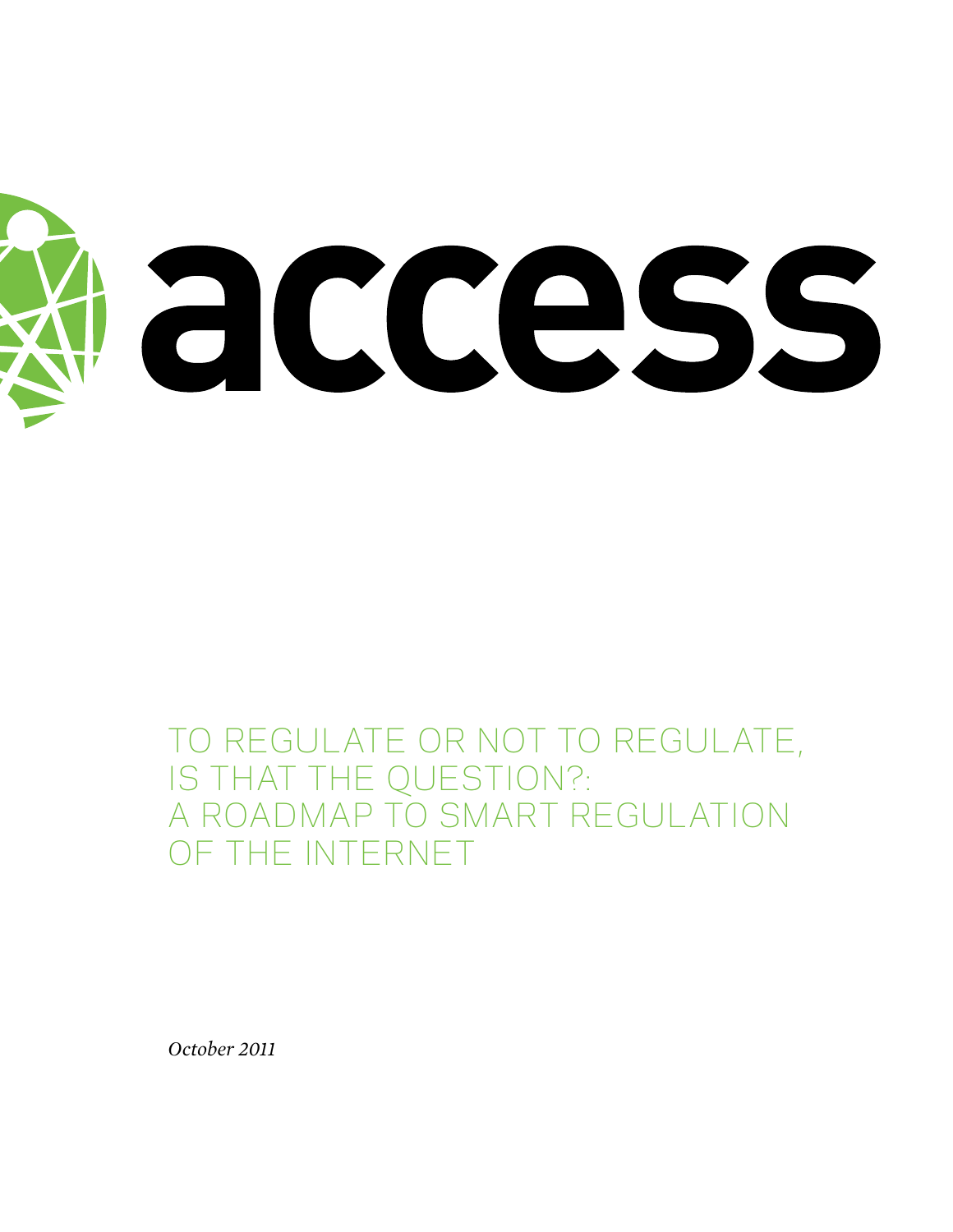access

# TO REGULATE OR NOT TO REGULATE, IS THAT THE QUESTION?: A ROADMAP TO SMART REGULATION OF THE INTERNET

*October 2011*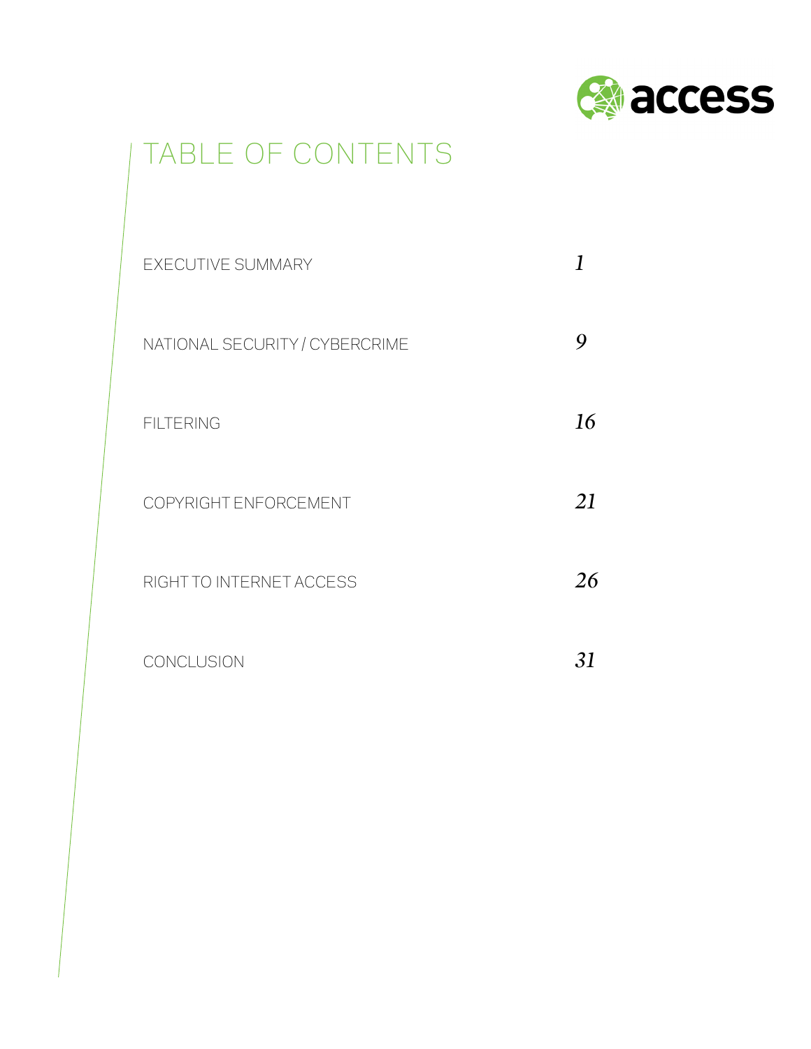# TABLE OF CONTENTS

| | |
|---|---|
| EXECUTIVE SUMMARY | *1* |
| NATIONAL SECURITY / CYBERCRIME | *9* |
| FILTERING | *16* |
| COPYRIGHT ENFORCEMENT | *21* |
| RIGHT TO INTERNET ACCESS | *26* |
| CONCLUSION | *31* |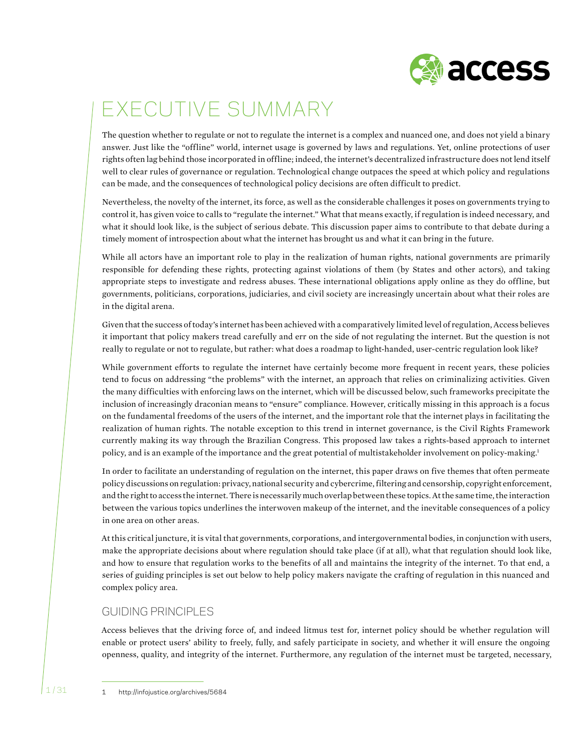# EXECUTIVE SUMMARY

The question whether to regulate or not to regulate the internet is a complex and nuanced one, and does not yield a binary answer. Just like the "offline" world, internet usage is governed by laws and regulations. Yet, online protections of user rights often lag behind those incorporated in offline; indeed, the internet's decentralized infrastructure does not lend itself well to clear rules of governance or regulation. Technological change outpaces the speed at which policy and regulations can be made, and the consequences of technological policy decisions are often difficult to predict.

Nevertheless, the novelty of the internet, its force, as well as the considerable challenges it poses on governments trying to control it, has given voice to calls to "regulate the internet." What that means exactly, if regulation is indeed necessary, and what it should look like, is the subject of serious debate. This discussion paper aims to contribute to that debate during a timely moment of introspection about what the internet has brought us and what it can bring in the future.

While all actors have an important role to play in the realization of human rights, national governments are primarily responsible for defending these rights, protecting against violations of them (by States and other actors), and taking appropriate steps to investigate and redress abuses. These international obligations apply online as they do offline, but governments, politicians, corporations, judiciaries, and civil society are increasingly uncertain about what their roles are in the digital arena.

Given that the success of today's internet has been achieved with a comparatively limited level of regulation, Access believes it important that policy makers tread carefully and err on the side of not regulating the internet. But the question is not really to regulate or not to regulate, but rather: what does a roadmap to light-handed, user-centric regulation look like?

While government efforts to regulate the internet have certainly become more frequent in recent years, these policies tend to focus on addressing "the problems" with the internet, an approach that relies on criminalizing activities. Given the many difficulties with enforcing laws on the internet, which will be discussed below, such frameworks precipitate the inclusion of increasingly draconian means to "ensure" compliance. However, critically missing in this approach is a focus on the fundamental freedoms of the users of the internet, and the important role that the internet plays in facilitating the realization of human rights. The notable exception to this trend in internet governance, is the Civil Rights Framework currently making its way through the Brazilian Congress. This proposed law takes a rights-based approach to internet policy, and is an example of the importance and the great potential of multistakeholder involvement on policy-making.[1]

In order to facilitate an understanding of regulation on the internet, this paper draws on five themes that often permeate policy discussions on regulation: privacy, national security and cybercrime, filtering and censorship, copyright enforcement, and the right to access the internet. There is necessarily much overlap between these topics. At the same time, the interaction between the various topics underlines the interwoven makeup of the internet, and the inevitable consequences of a policy in one area on other areas.

At this critical juncture, it is vital that governments, corporations, and intergovernmental bodies, in conjunction with users, make the appropriate decisions about where regulation should take place (if at all), what that regulation should look like, and how to ensure that regulation works to the benefits of all and maintains the integrity of the internet. To that end, a series of guiding principles is set out below to help policy makers navigate the crafting of regulation in this nuanced and complex policy area.

## GUIDING PRINCIPLES

Access believes that the driving force of, and indeed litmus test for, internet policy should be whether regulation will enable or protect users' ability to freely, fully, and safely participate in society, and whether it will ensure the ongoing openness, quality, and integrity of the internet. Furthermore, any regulation of the internet must be targeted, necessary,

---

1 http://infojustice.org/archives/5684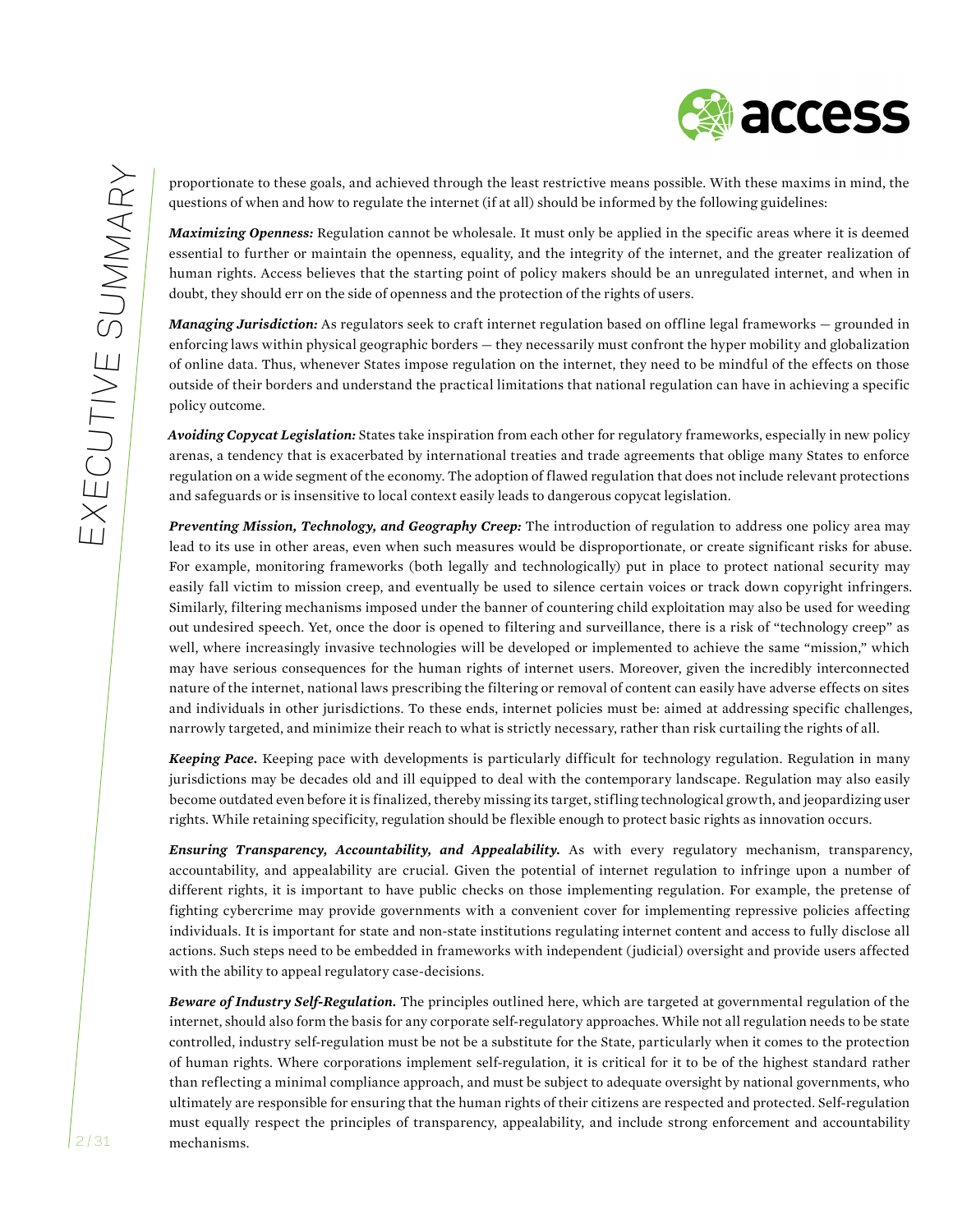proportionate to these goals, and achieved through the least restrictive means possible. With these maxims in mind, the questions of when and how to regulate the internet (if at all) should be informed by the following guidelines:

***Maximizing Openness:*** Regulation cannot be wholesale. It must only be applied in the specific areas where it is deemed essential to further or maintain the openness, equality, and the integrity of the internet, and the greater realization of human rights. Access believes that the starting point of policy makers should be an unregulated internet, and when in doubt, they should err on the side of openness and the protection of the rights of users.

***Managing Jurisdiction:*** As regulators seek to craft internet regulation based on offline legal frameworks — grounded in enforcing laws within physical geographic borders — they necessarily must confront the hyper mobility and globalization of online data. Thus, whenever States impose regulation on the internet, they need to be mindful of the effects on those outside of their borders and understand the practical limitations that national regulation can have in achieving a specific policy outcome.

***Avoiding Copycat Legislation:*** States take inspiration from each other for regulatory frameworks, especially in new policy arenas, a tendency that is exacerbated by international treaties and trade agreements that oblige many States to enforce regulation on a wide segment of the economy. The adoption of flawed regulation that does not include relevant protections and safeguards or is insensitive to local context easily leads to dangerous copycat legislation.

***Preventing Mission, Technology, and Geography Creep:*** The introduction of regulation to address one policy area may lead to its use in other areas, even when such measures would be disproportionate, or create significant risks for abuse. For example, monitoring frameworks (both legally and technologically) put in place to protect national security may easily fall victim to mission creep, and eventually be used to silence certain voices or track down copyright infringers. Similarly, filtering mechanisms imposed under the banner of countering child exploitation may also be used for weeding out undesired speech. Yet, once the door is opened to filtering and surveillance, there is a risk of "technology creep" as well, where increasingly invasive technologies will be developed or implemented to achieve the same "mission," which may have serious consequences for the human rights of internet users. Moreover, given the incredibly interconnected nature of the internet, national laws prescribing the filtering or removal of content can easily have adverse effects on sites and individuals in other jurisdictions. To these ends, internet policies must be: aimed at addressing specific challenges, narrowly targeted, and minimize their reach to what is strictly necessary, rather than risk curtailing the rights of all.

***Keeping Pace.*** Keeping pace with developments is particularly difficult for technology regulation. Regulation in many jurisdictions may be decades old and ill equipped to deal with the contemporary landscape. Regulation may also easily become outdated even before it is finalized, thereby missing its target, stifling technological growth, and jeopardizing user rights. While retaining specificity, regulation should be flexible enough to protect basic rights as innovation occurs.

***Ensuring Transparency, Accountability, and Appealability.*** As with every regulatory mechanism, transparency, accountability, and appealability are crucial. Given the potential of internet regulation to infringe upon a number of different rights, it is important to have public checks on those implementing regulation. For example, the pretense of fighting cybercrime may provide governments with a convenient cover for implementing repressive policies affecting individuals. It is important for state and non-state institutions regulating internet content and access to fully disclose all actions. Such steps need to be embedded in frameworks with independent (judicial) oversight and provide users affected with the ability to appeal regulatory case-decisions.

***Beware of Industry Self-Regulation.*** The principles outlined here, which are targeted at governmental regulation of the internet, should also form the basis for any corporate self-regulatory approaches. While not all regulation needs to be state controlled, industry self-regulation must be not be a substitute for the State, particularly when it comes to the protection of human rights. Where corporations implement self-regulation, it is critical for it to be of the highest standard rather than reflecting a minimal compliance approach, and must be subject to adequate oversight by national governments, who ultimately are responsible for ensuring that the human rights of their citizens are respected and protected. Self-regulation must equally respect the principles of transparency, appealability, and include strong enforcement and accountability mechanisms.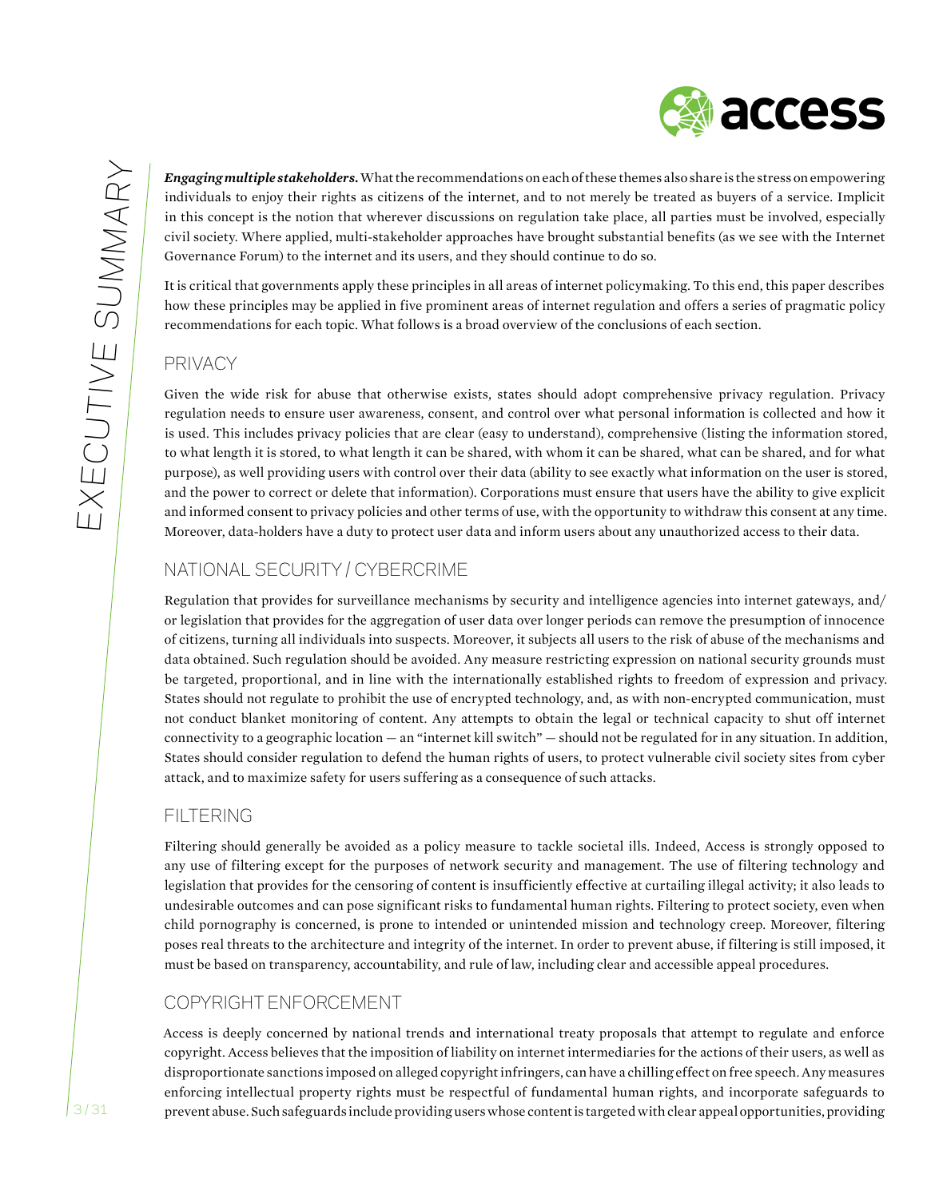**_Engaging multiple stakeholders._** What the recommendations on each of these themes also share is the stress on empowering individuals to enjoy their rights as citizens of the internet, and to not merely be treated as buyers of a service. Implicit in this concept is the notion that wherever discussions on regulation take place, all parties must be involved, especially civil society. Where applied, multi-stakeholder approaches have brought substantial benefits (as we see with the Internet Governance Forum) to the internet and its users, and they should continue to do so.

It is critical that governments apply these principles in all areas of internet policymaking. To this end, this paper describes how these principles may be applied in five prominent areas of internet regulation and offers a series of pragmatic policy recommendations for each topic. What follows is a broad overview of the conclusions of each section.

## PRIVACY

Given the wide risk for abuse that otherwise exists, states should adopt comprehensive privacy regulation. Privacy regulation needs to ensure user awareness, consent, and control over what personal information is collected and how it is used. This includes privacy policies that are clear (easy to understand), comprehensive (listing the information stored, to what length it is stored, to what length it can be shared, with whom it can be shared, what can be shared, and for what purpose), as well providing users with control over their data (ability to see exactly what information on the user is stored, and the power to correct or delete that information). Corporations must ensure that users have the ability to give explicit and informed consent to privacy policies and other terms of use, with the opportunity to withdraw this consent at any time. Moreover, data-holders have a duty to protect user data and inform users about any unauthorized access to their data.

## NATIONAL SECURITY / CYBERCRIME

Regulation that provides for surveillance mechanisms by security and intelligence agencies into internet gateways, and/or legislation that provides for the aggregation of user data over longer periods can remove the presumption of innocence of citizens, turning all individuals into suspects. Moreover, it subjects all users to the risk of abuse of the mechanisms and data obtained. Such regulation should be avoided. Any measure restricting expression on national security grounds must be targeted, proportional, and in line with the internationally established rights to freedom of expression and privacy. States should not regulate to prohibit the use of encrypted technology, and, as with non-encrypted communication, must not conduct blanket monitoring of content. Any attempts to obtain the legal or technical capacity to shut off internet connectivity to a geographic location — an "internet kill switch" — should not be regulated for in any situation. In addition, States should consider regulation to defend the human rights of users, to protect vulnerable civil society sites from cyber attack, and to maximize safety for users suffering as a consequence of such attacks.

## FILTERING

Filtering should generally be avoided as a policy measure to tackle societal ills. Indeed, Access is strongly opposed to any use of filtering except for the purposes of network security and management. The use of filtering technology and legislation that provides for the censoring of content is insufficiently effective at curtailing illegal activity; it also leads to undesirable outcomes and can pose significant risks to fundamental human rights. Filtering to protect society, even when child pornography is concerned, is prone to intended or unintended mission and technology creep. Moreover, filtering poses real threats to the architecture and integrity of the internet. In order to prevent abuse, if filtering is still imposed, it must be based on transparency, accountability, and rule of law, including clear and accessible appeal procedures.

## COPYRIGHT ENFORCEMENT

Access is deeply concerned by national trends and international treaty proposals that attempt to regulate and enforce copyright. Access believes that the imposition of liability on internet intermediaries for the actions of their users, as well as disproportionate sanctions imposed on alleged copyright infringers, can have a chilling effect on free speech. Any measures enforcing intellectual property rights must be respectful of fundamental human rights, and incorporate safeguards to prevent abuse. Such safeguards include providing users whose content is targeted with clear appeal opportunities, providing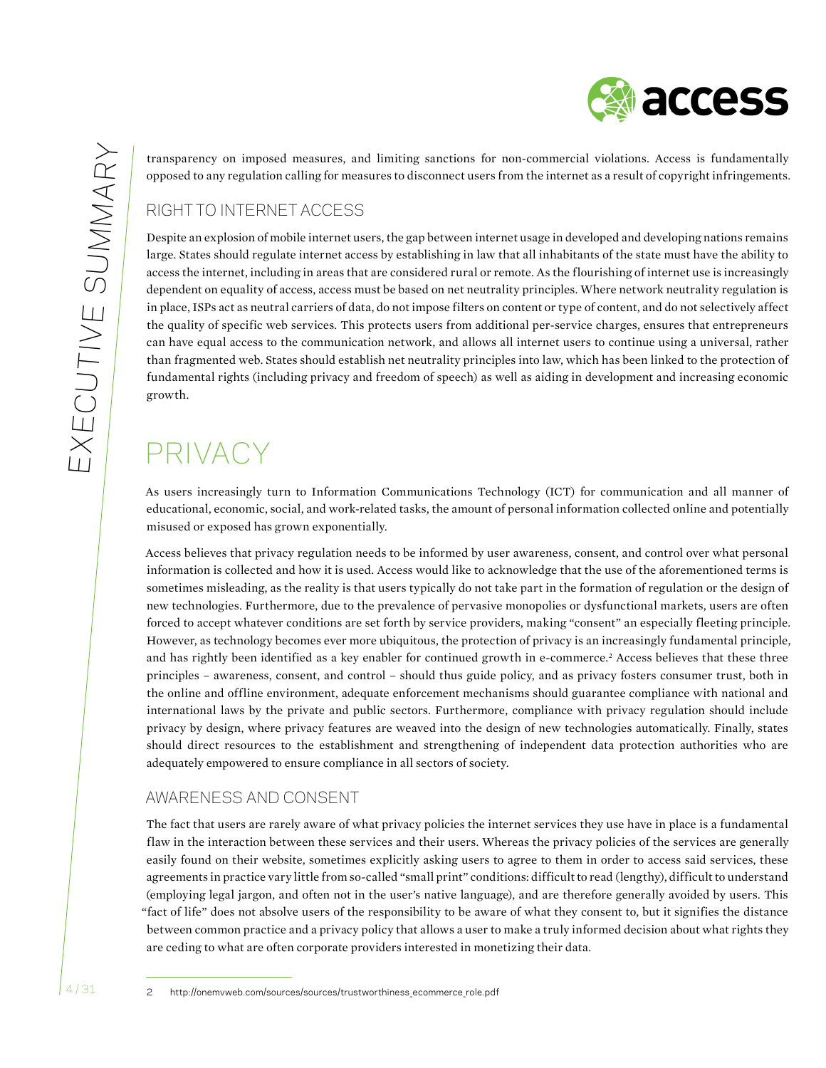transparency on imposed measures, and limiting sanctions for non-commercial violations. Access is fundamentally opposed to any regulation calling for measures to disconnect users from the internet as a result of copyright infringements.

### RIGHT TO INTERNET ACCESS

Despite an explosion of mobile internet users, the gap between internet usage in developed and developing nations remains large. States should regulate internet access by establishing in law that all inhabitants of the state must have the ability to access the internet, including in areas that are considered rural or remote. As the flourishing of internet use is increasingly dependent on equality of access, access must be based on net neutrality principles. Where network neutrality regulation is in place, ISPs act as neutral carriers of data, do not impose filters on content or type of content, and do not selectively affect the quality of specific web services. This protects users from additional per-service charges, ensures that entrepreneurs can have equal access to the communication network, and allows all internet users to continue using a universal, rather than fragmented web. States should establish net neutrality principles into law, which has been linked to the protection of fundamental rights (including privacy and freedom of speech) as well as aiding in development and increasing economic growth.

## PRIVACY

As users increasingly turn to Information Communications Technology (ICT) for communication and all manner of educational, economic, social, and work-related tasks, the amount of personal information collected online and potentially misused or exposed has grown exponentially.

Access believes that privacy regulation needs to be informed by user awareness, consent, and control over what personal information is collected and how it is used. Access would like to acknowledge that the use of the aforementioned terms is sometimes misleading, as the reality is that users typically do not take part in the formation of regulation or the design of new technologies. Furthermore, due to the prevalence of pervasive monopolies or dysfunctional markets, users are often forced to accept whatever conditions are set forth by service providers, making "consent" an especially fleeting principle. However, as technology becomes ever more ubiquitous, the protection of privacy is an increasingly fundamental principle, and has rightly been identified as a key enabler for continued growth in e-commerce.[2] Access believes that these three principles – awareness, consent, and control – should thus guide policy, and as privacy fosters consumer trust, both in the online and offline environment, adequate enforcement mechanisms should guarantee compliance with national and international laws by the private and public sectors. Furthermore, compliance with privacy regulation should include privacy by design, where privacy features are weaved into the design of new technologies automatically. Finally, states should direct resources to the establishment and strengthening of independent data protection authorities who are adequately empowered to ensure compliance in all sectors of society.

### AWARENESS AND CONSENT

The fact that users are rarely aware of what privacy policies the internet services they use have in place is a fundamental flaw in the interaction between these services and their users. Whereas the privacy policies of the services are generally easily found on their website, sometimes explicitly asking users to agree to them in order to access said services, these agreements in practice vary little from so-called "small print" conditions: difficult to read (lengthy), difficult to understand (employing legal jargon, and often not in the user's native language), and are therefore generally avoided by users. This "fact of life" does not absolve users of the responsibility to be aware of what they consent to, but it signifies the distance between common practice and a privacy policy that allows a user to make a truly informed decision about what rights they are ceding to what are often corporate providers interested in monetizing their data.

2 http://onemvweb.com/sources/sources/trustworthiness_ecommerce_role.pdf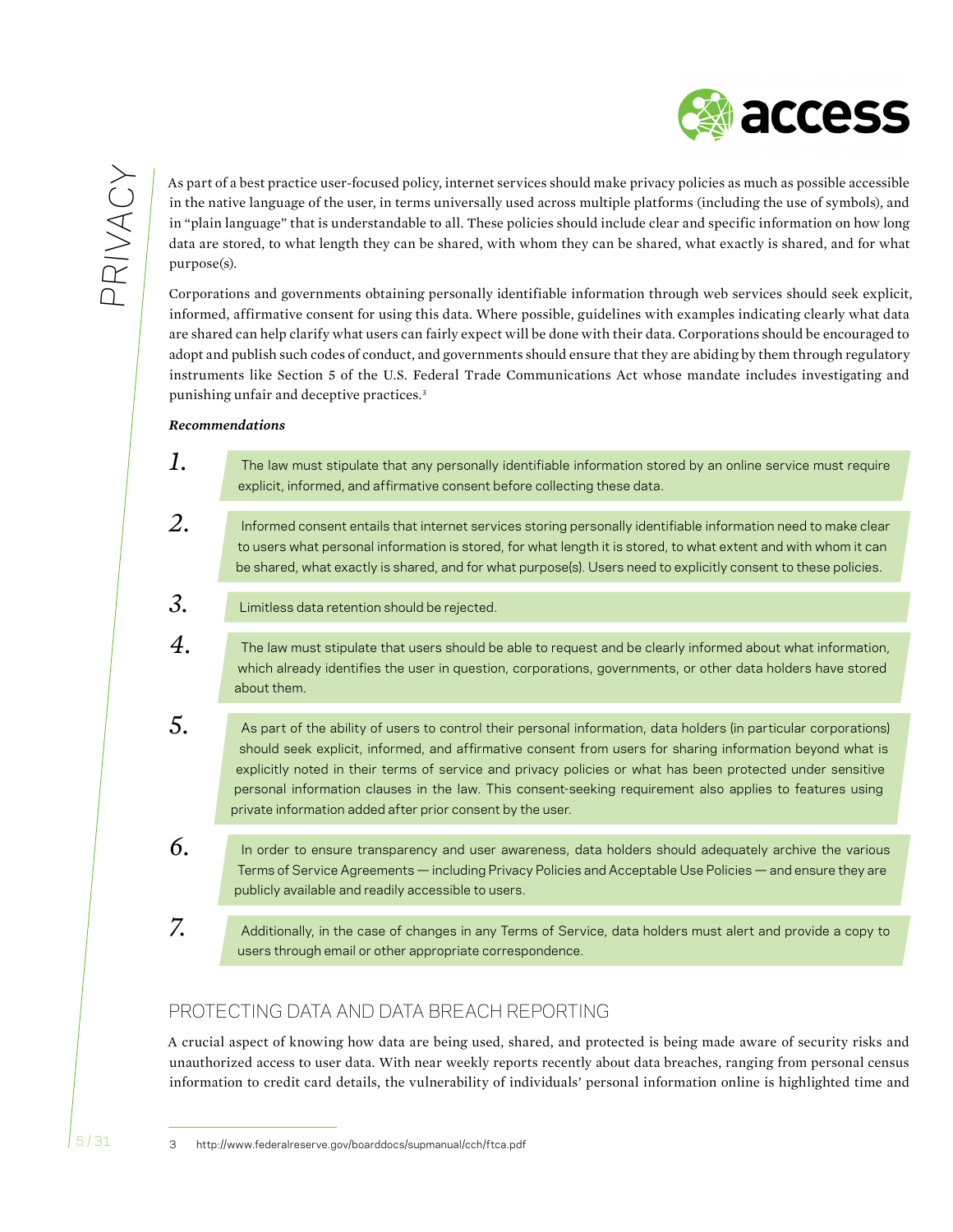As part of a best practice user-focused policy, internet services should make privacy policies as much as possible accessible in the native language of the user, in terms universally used across multiple platforms (including the use of symbols), and in "plain language" that is understandable to all. These policies should include clear and specific information on how long data are stored, to what length they can be shared, with whom they can be shared, what exactly is shared, and for what purpose(s).

Corporations and governments obtaining personally identifiable information through web services should seek explicit, informed, affirmative consent for using this data. Where possible, guidelines with examples indicating clearly what data are shared can help clarify what users can fairly expect will be done with their data. Corporations should be encouraged to adopt and publish such codes of conduct, and governments should ensure that they are abiding by them through regulatory instruments like Section 5 of the U.S. Federal Trade Communications Act whose mandate includes investigating and punishing unfair and deceptive practices.[3]

***Recommendations***

1. The law must stipulate that any personally identifiable information stored by an online service must require explicit, informed, and affirmative consent before collecting these data.
2. Informed consent entails that internet services storing personally identifiable information need to make clear to users what personal information is stored, for what length it is stored, to what extent and with whom it can be shared, what exactly is shared, and for what purpose(s). Users need to explicitly consent to these policies.
3. Limitless data retention should be rejected.
4. The law must stipulate that users should be able to request and be clearly informed about what information, which already identifies the user in question, corporations, governments, or other data holders have stored about them.
5. As part of the ability of users to control their personal information, data holders (in particular corporations) should seek explicit, informed, and affirmative consent from users for sharing information beyond what is explicitly noted in their terms of service and privacy policies or what has been protected under sensitive personal information clauses in the law. This consent-seeking requirement also applies to features using private information added after prior consent by the user.
6. In order to ensure transparency and user awareness, data holders should adequately archive the various Terms of Service Agreements — including Privacy Policies and Acceptable Use Policies — and ensure they are publicly available and readily accessible to users.
7. Additionally, in the case of changes in any Terms of Service, data holders must alert and provide a copy to users through email or other appropriate correspondence.

## PROTECTING DATA AND DATA BREACH REPORTING

A crucial aspect of knowing how data are being used, shared, and protected is being made aware of security risks and unauthorized access to user data. With near weekly reports recently about data breaches, ranging from personal census information to credit card details, the vulnerability of individuals' personal information online is highlighted time and

3 http://www.federalreserve.gov/boarddocs/supmanual/cch/ftca.pdf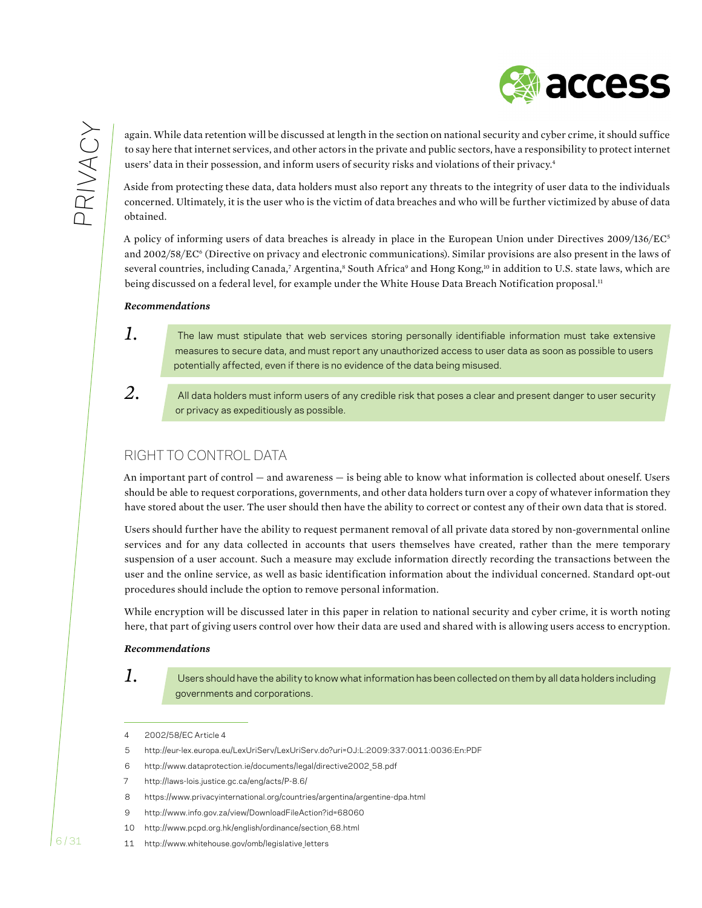again. While data retention will be discussed at length in the section on national security and cyber crime, it should suffice to say here that internet services, and other actors in the private and public sectors, have a responsibility to protect internet users' data in their possession, and inform users of security risks and violations of their privacy.[4]

Aside from protecting these data, data holders must also report any threats to the integrity of user data to the individuals concerned. Ultimately, it is the user who is the victim of data breaches and who will be further victimized by abuse of data obtained.

A policy of informing users of data breaches is already in place in the European Union under Directives 2009/136/EC[5] and 2002/58/EC[6] (Directive on privacy and electronic communications). Similar provisions are also present in the laws of several countries, including Canada,[7] Argentina,[8] South Africa[9] and Hong Kong,[10] in addition to U.S. state laws, which are being discussed on a federal level, for example under the White House Data Breach Notification proposal.[11]

***Recommendations***

1. The law must stipulate that web services storing personally identifiable information must take extensive measures to secure data, and must report any unauthorized access to user data as soon as possible to users potentially affected, even if there is no evidence of the data being misused.

2. All data holders must inform users of any credible risk that poses a clear and present danger to user security or privacy as expeditiously as possible.

## RIGHT TO CONTROL DATA

An important part of control — and awareness — is being able to know what information is collected about oneself. Users should be able to request corporations, governments, and other data holders turn over a copy of whatever information they have stored about the user. The user should then have the ability to correct or contest any of their own data that is stored.

Users should further have the ability to request permanent removal of all private data stored by non-governmental online services and for any data collected in accounts that users themselves have created, rather than the mere temporary suspension of a user account. Such a measure may exclude information directly recording the transactions between the user and the online service, as well as basic identification information about the individual concerned. Standard opt-out procedures should include the option to remove personal information.

While encryption will be discussed later in this paper in relation to national security and cyber crime, it is worth noting here, that part of giving users control over how their data are used and shared with is allowing users access to encryption.

***Recommendations***

1. Users should have the ability to know what information has been collected on them by all data holders including governments and corporations.

---

4 2002/58/EC Article 4

5 http://eur-lex.europa.eu/LexUriServ/LexUriServ.do?uri=OJ:L:2009:337:0011:0036:En:PDF

6 http://www.dataprotection.ie/documents/legal/directive2002_58.pdf

7 http://laws-lois.justice.gc.ca/eng/acts/P-8.6/

8 https://www.privacyinternational.org/countries/argentina/argentine-dpa.html

9 http://www.info.gov.za/view/DownloadFileAction?id=68060

10 http://www.pcpd.org.hk/english/ordinance/section_68.html

11 http://www.whitehouse.gov/omb/legislative_letters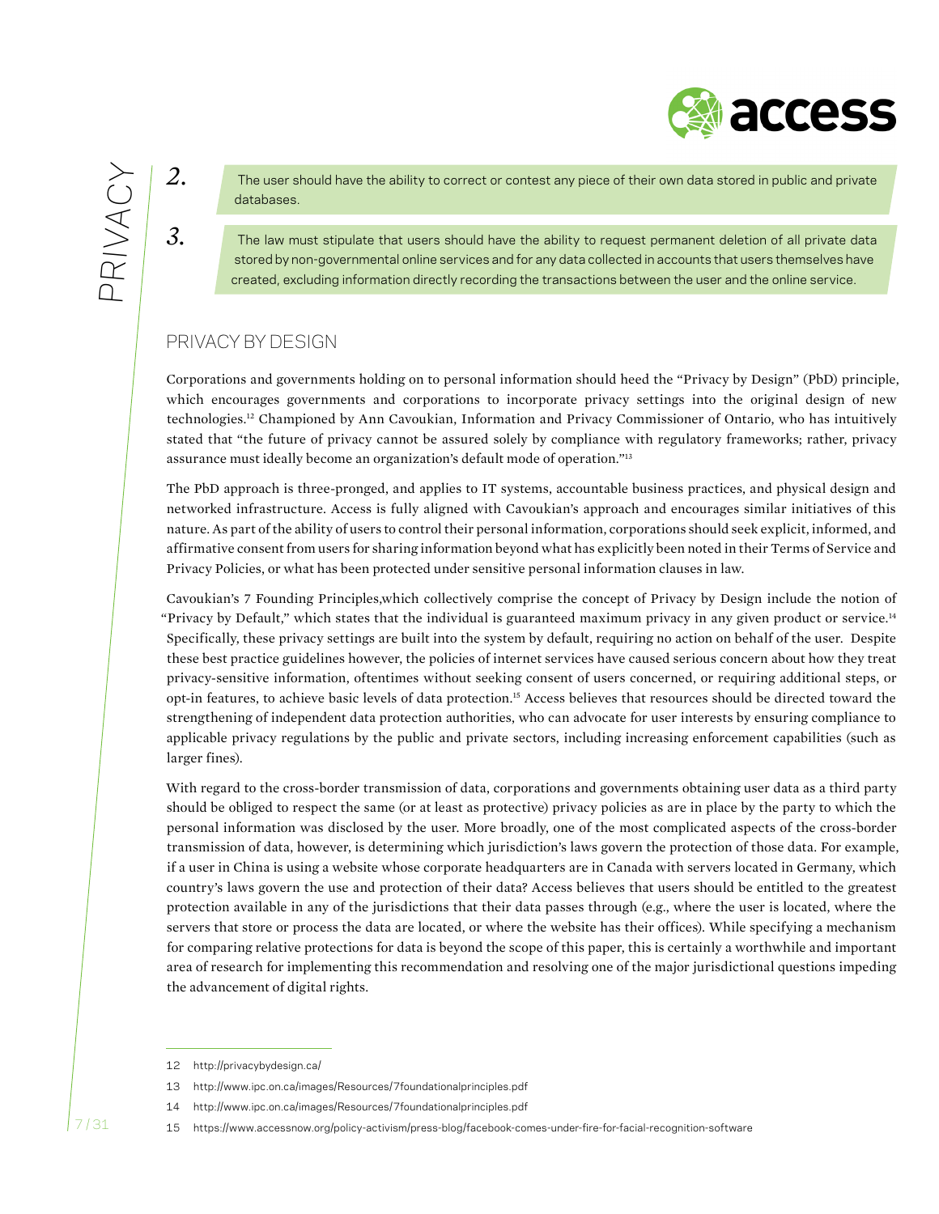2. The user should have the ability to correct or contest any piece of their own data stored in public and private databases.

3. The law must stipulate that users should have the ability to request permanent deletion of all private data stored by non-governmental online services and for any data collected in accounts that users themselves have created, excluding information directly recording the transactions between the user and the online service.

## PRIVACY BY DESIGN

Corporations and governments holding on to personal information should heed the "Privacy by Design" (PbD) principle, which encourages governments and corporations to incorporate privacy settings into the original design of new technologies.[12] Championed by Ann Cavoukian, Information and Privacy Commissioner of Ontario, who has intuitively stated that "the future of privacy cannot be assured solely by compliance with regulatory frameworks; rather, privacy assurance must ideally become an organization's default mode of operation."[13]

The PbD approach is three-pronged, and applies to IT systems, accountable business practices, and physical design and networked infrastructure. Access is fully aligned with Cavoukian's approach and encourages similar initiatives of this nature. As part of the ability of users to control their personal information, corporations should seek explicit, informed, and affirmative consent from users for sharing information beyond what has explicitly been noted in their Terms of Service and Privacy Policies, or what has been protected under sensitive personal information clauses in law.

Cavoukian's 7 Founding Principles,which collectively comprise the concept of Privacy by Design include the notion of "Privacy by Default," which states that the individual is guaranteed maximum privacy in any given product or service.[14] Specifically, these privacy settings are built into the system by default, requiring no action on behalf of the user. Despite these best practice guidelines however, the policies of internet services have caused serious concern about how they treat privacy-sensitive information, oftentimes without seeking consent of users concerned, or requiring additional steps, or opt-in features, to achieve basic levels of data protection.[15] Access believes that resources should be directed toward the strengthening of independent data protection authorities, who can advocate for user interests by ensuring compliance to applicable privacy regulations by the public and private sectors, including increasing enforcement capabilities (such as larger fines).

With regard to the cross-border transmission of data, corporations and governments obtaining user data as a third party should be obliged to respect the same (or at least as protective) privacy policies as are in place by the party to which the personal information was disclosed by the user. More broadly, one of the most complicated aspects of the cross-border transmission of data, however, is determining which jurisdiction's laws govern the protection of those data. For example, if a user in China is using a website whose corporate headquarters are in Canada with servers located in Germany, which country's laws govern the use and protection of their data? Access believes that users should be entitled to the greatest protection available in any of the jurisdictions that their data passes through (e.g., where the user is located, where the servers that store or process the data are located, or where the website has their offices). While specifying a mechanism for comparing relative protections for data is beyond the scope of this paper, this is certainly a worthwhile and important area of research for implementing this recommendation and resolving one of the major jurisdictional questions impeding the advancement of digital rights.

---

12 http://privacybydesign.ca/

13 http://www.ipc.on.ca/images/Resources/7foundationalprinciples.pdf

14 http://www.ipc.on.ca/images/Resources/7foundationalprinciples.pdf

15 https://www.accessnow.org/policy-activism/press-blog/facebook-comes-under-fire-for-facial-recognition-software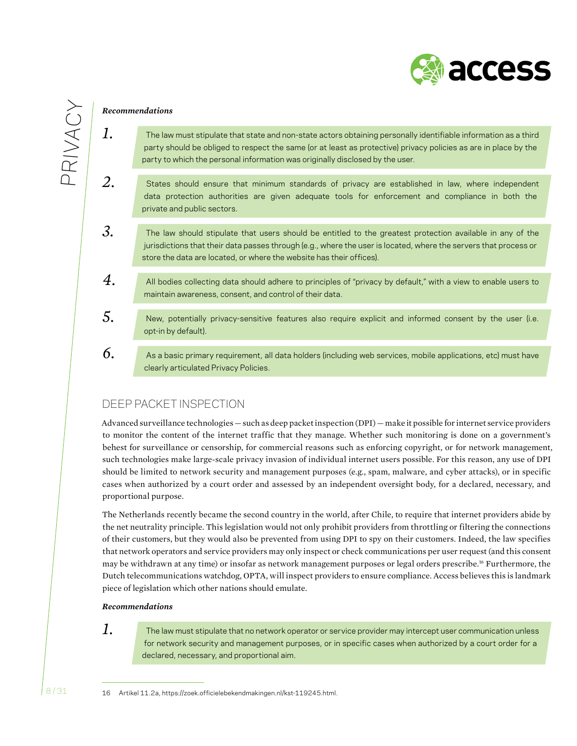***Recommendations***

1. The law must stipulate that state and non-state actors obtaining personally identifiable information as a third party should be obliged to respect the same (or at least as protective) privacy policies as are in place by the party to which the personal information was originally disclosed by the user.

2. States should ensure that minimum standards of privacy are established in law, where independent data protection authorities are given adequate tools for enforcement and compliance in both the private and public sectors.

3. The law should stipulate that users should be entitled to the greatest protection available in any of the jurisdictions that their data passes through (e.g., where the user is located, where the servers that process or store the data are located, or where the website has their offices).

4. All bodies collecting data should adhere to principles of "privacy by default," with a view to enable users to maintain awareness, consent, and control of their data.

5. New, potentially privacy-sensitive features also require explicit and informed consent by the user (i.e. opt-in by default).

6. As a basic primary requirement, all data holders (including web services, mobile applications, etc) must have clearly articulated Privacy Policies.

## DEEP PACKET INSPECTION

Advanced surveillance technologies — such as deep packet inspection (DPI) — make it possible for internet service providers to monitor the content of the internet traffic that they manage. Whether such monitoring is done on a government's behest for surveillance or censorship, for commercial reasons such as enforcing copyright, or for network management, such technologies make large-scale privacy invasion of individual internet users possible. For this reason, any use of DPI should be limited to network security and management purposes (e.g., spam, malware, and cyber attacks), or in specific cases when authorized by a court order and assessed by an independent oversight body, for a declared, necessary, and proportional purpose.

The Netherlands recently became the second country in the world, after Chile, to require that internet providers abide by the net neutrality principle. This legislation would not only prohibit providers from throttling or filtering the connections of their customers, but they would also be prevented from using DPI to spy on their customers. Indeed, the law specifies that network operators and service providers may only inspect or check communications per user request (and this consent may be withdrawn at any time) or insofar as network management purposes or legal orders prescribe.[16] Furthermore, the Dutch telecommunications watchdog, OPTA, will inspect providers to ensure compliance. Access believes this is landmark piece of legislation which other nations should emulate.

***Recommendations***

1. The law must stipulate that no network operator or service provider may intercept user communication unless for network security and management purposes, or in specific cases when authorized by a court order for a declared, necessary, and proportional aim.

---

16 Artikel 11.2a, https://zoek.officielebekendmakingen.nl/kst-119245.html.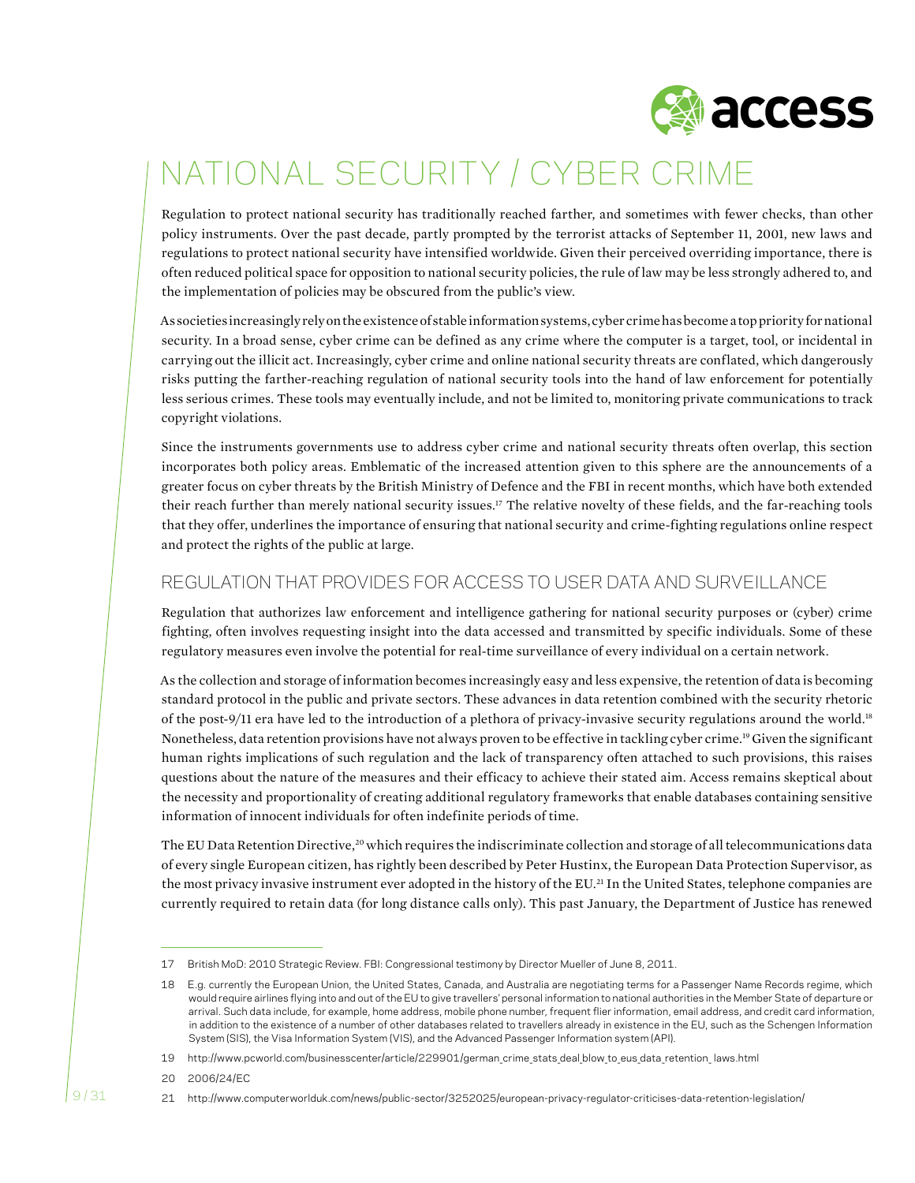# NATIONAL SECURITY / CYBER CRIME

Regulation to protect national security has traditionally reached farther, and sometimes with fewer checks, than other policy instruments. Over the past decade, partly prompted by the terrorist attacks of September 11, 2001, new laws and regulations to protect national security have intensified worldwide. Given their perceived overriding importance, there is often reduced political space for opposition to national security policies, the rule of law may be less strongly adhered to, and the implementation of policies may be obscured from the public's view.

As societies increasingly rely on the existence of stable information systems, cyber crime has become a top priority for national security. In a broad sense, cyber crime can be defined as any crime where the computer is a target, tool, or incidental in carrying out the illicit act. Increasingly, cyber crime and online national security threats are conflated, which dangerously risks putting the farther-reaching regulation of national security tools into the hand of law enforcement for potentially less serious crimes. These tools may eventually include, and not be limited to, monitoring private communications to track copyright violations.

Since the instruments governments use to address cyber crime and national security threats often overlap, this section incorporates both policy areas. Emblematic of the increased attention given to this sphere are the announcements of a greater focus on cyber threats by the British Ministry of Defence and the FBI in recent months, which have both extended their reach further than merely national security issues.[17] The relative novelty of these fields, and the far-reaching tools that they offer, underlines the importance of ensuring that national security and crime-fighting regulations online respect and protect the rights of the public at large.

## REGULATION THAT PROVIDES FOR ACCESS TO USER DATA AND SURVEILLANCE

Regulation that authorizes law enforcement and intelligence gathering for national security purposes or (cyber) crime fighting, often involves requesting insight into the data accessed and transmitted by specific individuals. Some of these regulatory measures even involve the potential for real-time surveillance of every individual on a certain network.

As the collection and storage of information becomes increasingly easy and less expensive, the retention of data is becoming standard protocol in the public and private sectors. These advances in data retention combined with the security rhetoric of the post-9/11 era have led to the introduction of a plethora of privacy-invasive security regulations around the world.[18] Nonetheless, data retention provisions have not always proven to be effective in tackling cyber crime.[19] Given the significant human rights implications of such regulation and the lack of transparency often attached to such provisions, this raises questions about the nature of the measures and their efficacy to achieve their stated aim. Access remains skeptical about the necessity and proportionality of creating additional regulatory frameworks that enable databases containing sensitive information of innocent individuals for often indefinite periods of time.

The EU Data Retention Directive,[20] which requires the indiscriminate collection and storage of all telecommunications data of every single European citizen, has rightly been described by Peter Hustinx, the European Data Protection Supervisor, as the most privacy invasive instrument ever adopted in the history of the EU.[21] In the United States, telephone companies are currently required to retain data (for long distance calls only). This past January, the Department of Justice has renewed

---

17 British MoD: 2010 Strategic Review. FBI: Congressional testimony by Director Mueller of June 8, 2011.

18 E.g. currently the European Union, the United States, Canada, and Australia are negotiating terms for a Passenger Name Records regime, which would require airlines flying into and out of the EU to give travellers' personal information to national authorities in the Member State of departure or arrival. Such data include, for example, home address, mobile phone number, frequent flier information, email address, and credit card information, in addition to the existence of a number of other databases related to travellers already in existence in the EU, such as the Schengen Information System (SIS), the Visa Information System (VIS), and the Advanced Passenger Information system (API).

19 http://www.pcworld.com/businesscenter/article/229901/german_crime_stats_deal_blow_to_eus_data_retention_laws.html

20 2006/24/EC

21 http://www.computerworlduk.com/news/public-sector/3252025/european-privacy-regulator-criticises-data-retention-legislation/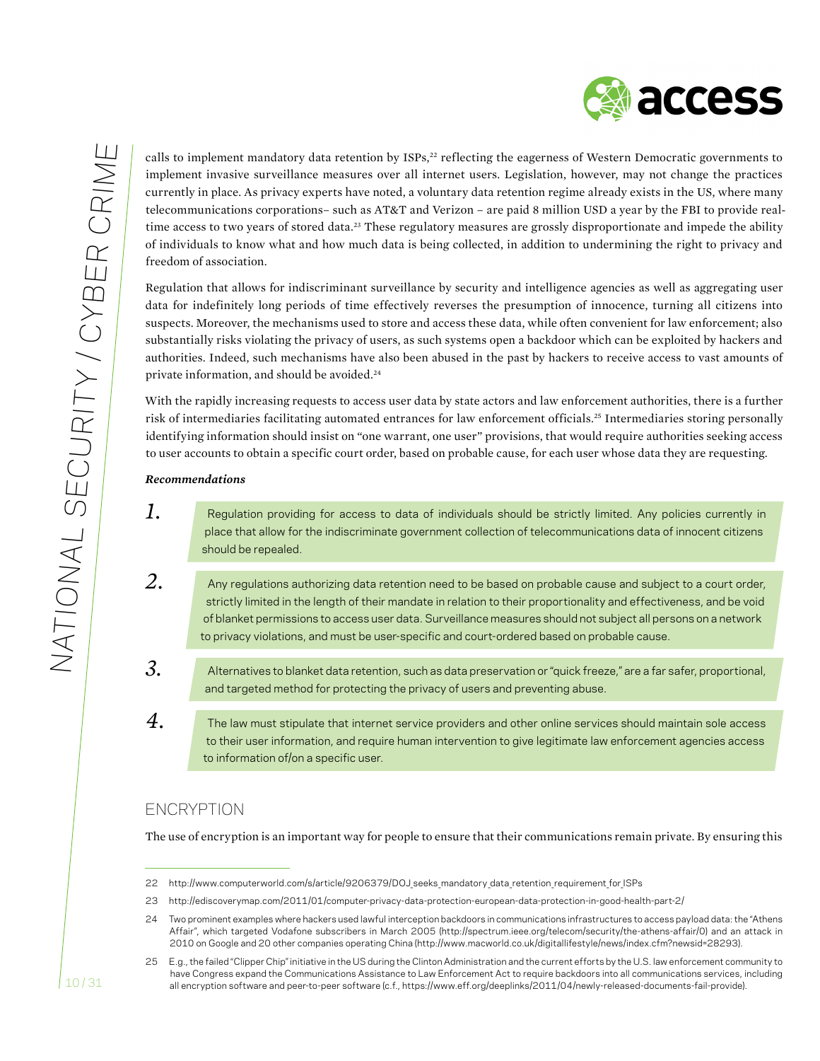calls to implement mandatory data retention by ISPs,[22] reflecting the eagerness of Western Democratic governments to implement invasive surveillance measures over all internet users. Legislation, however, may not change the practices currently in place. As privacy experts have noted, a voluntary data retention regime already exists in the US, where many telecommunications corporations– such as AT&T and Verizon – are paid 8 million USD a year by the FBI to provide real-time access to two years of stored data.[23] These regulatory measures are grossly disproportionate and impede the ability of individuals to know what and how much data is being collected, in addition to undermining the right to privacy and freedom of association.

Regulation that allows for indiscriminant surveillance by security and intelligence agencies as well as aggregating user data for indefinitely long periods of time effectively reverses the presumption of innocence, turning all citizens into suspects. Moreover, the mechanisms used to store and access these data, while often convenient for law enforcement; also substantially risks violating the privacy of users, as such systems open a backdoor which can be exploited by hackers and authorities. Indeed, such mechanisms have also been abused in the past by hackers to receive access to vast amounts of private information, and should be avoided.[24]

With the rapidly increasing requests to access user data by state actors and law enforcement authorities, there is a further risk of intermediaries facilitating automated entrances for law enforcement officials.[25] Intermediaries storing personally identifying information should insist on "one warrant, one user" provisions, that would require authorities seeking access to user accounts to obtain a specific court order, based on probable cause, for each user whose data they are requesting.

***Recommendations***

1. Regulation providing for access to data of individuals should be strictly limited. Any policies currently in place that allow for the indiscriminate government collection of telecommunications data of innocent citizens should be repealed.

2. Any regulations authorizing data retention need to be based on probable cause and subject to a court order, strictly limited in the length of their mandate in relation to their proportionality and effectiveness, and be void of blanket permissions to access user data. Surveillance measures should not subject all persons on a network to privacy violations, and must be user-specific and court-ordered based on probable cause.

3. Alternatives to blanket data retention, such as data preservation or "quick freeze," are a far safer, proportional, and targeted method for protecting the privacy of users and preventing abuse.

4. The law must stipulate that internet service providers and other online services should maintain sole access to their user information, and require human intervention to give legitimate law enforcement agencies access to information of/on a specific user.

## ENCRYPTION

The use of encryption is an important way for people to ensure that their communications remain private. By ensuring this

---

22 http://www.computerworld.com/s/article/9206379/DOJ_seeks_mandatory_data_retention_requirement_for_ISPs

23 http://ediscoverymap.com/2011/01/computer-privacy-data-protection-european-data-protection-in-good-health-part-2/

24 Two prominent examples where hackers used lawful interception backdoors in communications infrastructures to access payload data: the "Athens Affair", which targeted Vodafone subscribers in March 2005 (http://spectrum.ieee.org/telecom/security/the-athens-affair/0) and an attack in 2010 on Google and 20 other companies operating China (http://www.macworld.co.uk/digitallifestyle/news/index.cfm?newsid=28293).

25 E.g., the failed "Clipper Chip" initiative in the US during the Clinton Administration and the current efforts by the U.S. law enforcement community to have Congress expand the Communications Assistance to Law Enforcement Act to require backdoors into all communications services, including all encryption software and peer-to-peer software (c.f., https://www.eff.org/deeplinks/2011/04/newly-released-documents-fail-provide).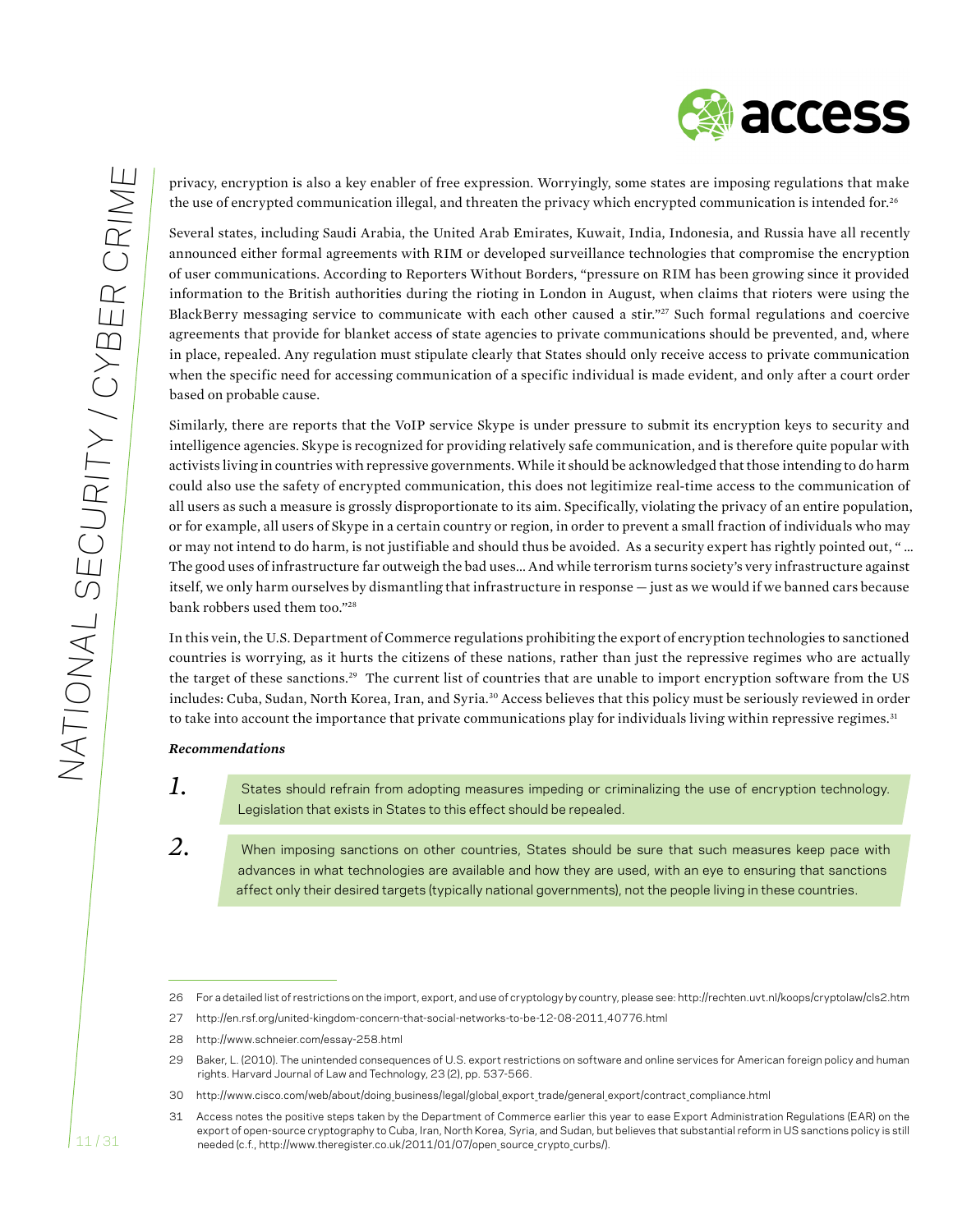privacy, encryption is also a key enabler of free expression. Worryingly, some states are imposing regulations that make the use of encrypted communication illegal, and threaten the privacy which encrypted communication is intended for.[26]

Several states, including Saudi Arabia, the United Arab Emirates, Kuwait, India, Indonesia, and Russia have all recently announced either formal agreements with RIM or developed surveillance technologies that compromise the encryption of user communications. According to Reporters Without Borders, "pressure on RIM has been growing since it provided information to the British authorities during the rioting in London in August, when claims that rioters were using the BlackBerry messaging service to communicate with each other caused a stir."[27] Such formal regulations and coercive agreements that provide for blanket access of state agencies to private communications should be prevented, and, where in place, repealed. Any regulation must stipulate clearly that States should only receive access to private communication when the specific need for accessing communication of a specific individual is made evident, and only after a court order based on probable cause.

Similarly, there are reports that the VoIP service Skype is under pressure to submit its encryption keys to security and intelligence agencies. Skype is recognized for providing relatively safe communication, and is therefore quite popular with activists living in countries with repressive governments. While it should be acknowledged that those intending to do harm could also use the safety of encrypted communication, this does not legitimize real-time access to the communication of all users as such a measure is grossly disproportionate to its aim. Specifically, violating the privacy of an entire population, or for example, all users of Skype in a certain country or region, in order to prevent a small fraction of individuals who may or may not intend to do harm, is not justifiable and should thus be avoided. As a security expert has rightly pointed out, "... The good uses of infrastructure far outweigh the bad uses... And while terrorism turns society's very infrastructure against itself, we only harm ourselves by dismantling that infrastructure in response — just as we would if we banned cars because bank robbers used them too."[28]

In this vein, the U.S. Department of Commerce regulations prohibiting the export of encryption technologies to sanctioned countries is worrying, as it hurts the citizens of these nations, rather than just the repressive regimes who are actually the target of these sanctions.[29] The current list of countries that are unable to import encryption software from the US includes: Cuba, Sudan, North Korea, Iran, and Syria.[30] Access believes that this policy must be seriously reviewed in order to take into account the importance that private communications play for individuals living within repressive regimes.[31]

***Recommendations***

1. States should refrain from adopting measures impeding or criminalizing the use of encryption technology. Legislation that exists in States to this effect should be repealed.

2. When imposing sanctions on other countries, States should be sure that such measures keep pace with advances in what technologies are available and how they are used, with an eye to ensuring that sanctions affect only their desired targets (typically national governments), not the people living in these countries.

---

26 For a detailed list of restrictions on the import, export, and use of cryptology by country, please see: http://rechten.uvt.nl/koops/cryptolaw/cls2.htm

27 http://en.rsf.org/united-kingdom-concern-that-social-networks-to-be-12-08-2011,40776.html

28 http://www.schneier.com/essay-258.html

29 Baker, L. (2010). The unintended consequences of U.S. export restrictions on software and online services for American foreign policy and human rights. Harvard Journal of Law and Technology, 23 (2), pp. 537-566.

30 http://www.cisco.com/web/about/doing_business/legal/global_export_trade/general_export/contract_compliance.html

31 Access notes the positive steps taken by the Department of Commerce earlier this year to ease Export Administration Regulations (EAR) on the export of open-source cryptography to Cuba, Iran, North Korea, Syria, and Sudan, but believes that substantial reform in US sanctions policy is still needed (c.f., http://www.theregister.co.uk/2011/01/07/open_source_crypto_curbs/).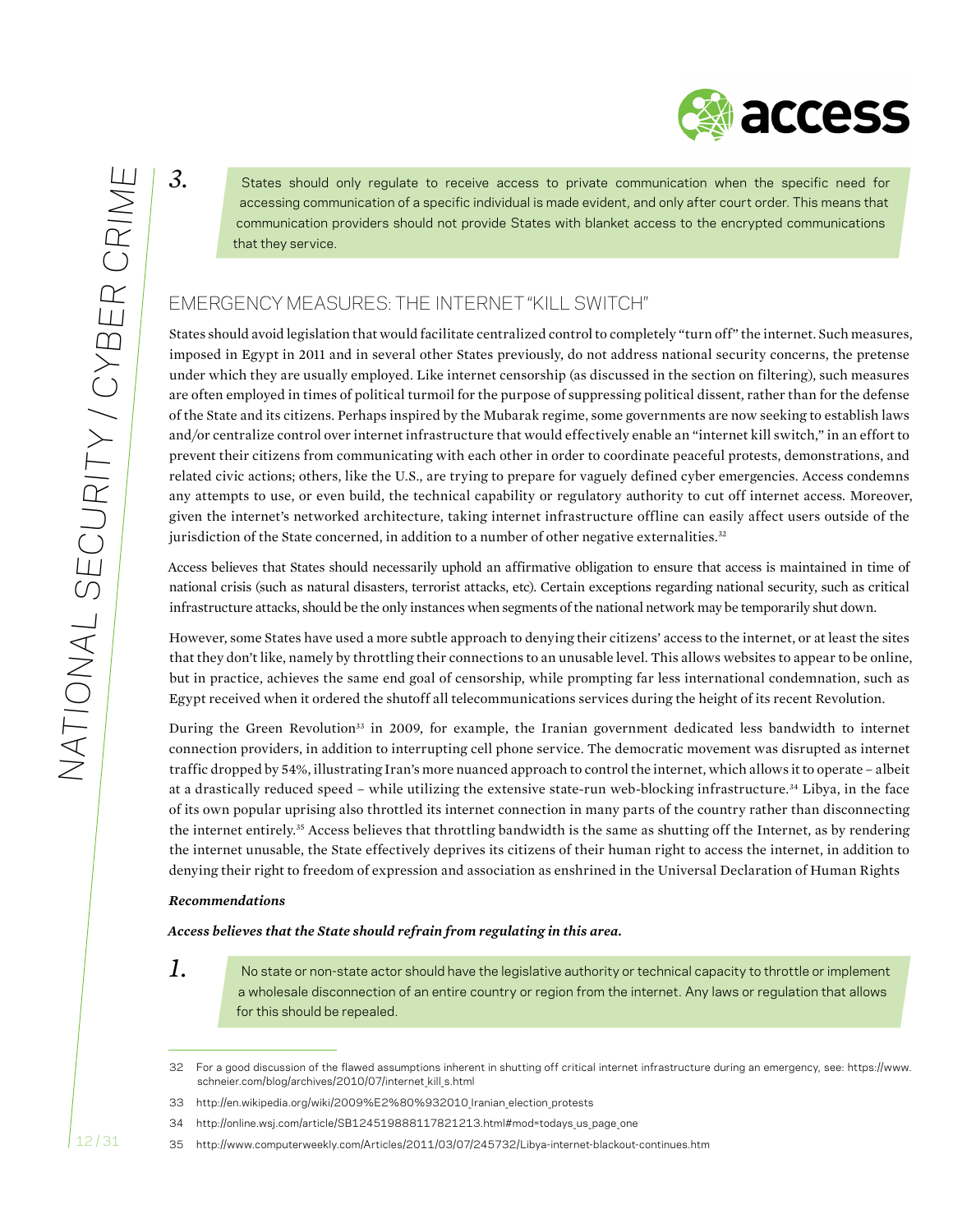3. States should only regulate to receive access to private communication when the specific need for accessing communication of a specific individual is made evident, and only after court order. This means that communication providers should not provide States with blanket access to the encrypted communications that they service.

## EMERGENCY MEASURES: THE INTERNET "KILL SWITCH"

States should avoid legislation that would facilitate centralized control to completely "turn off" the internet. Such measures, imposed in Egypt in 2011 and in several other States previously, do not address national security concerns, the pretense under which they are usually employed. Like internet censorship (as discussed in the section on filtering), such measures are often employed in times of political turmoil for the purpose of suppressing political dissent, rather than for the defense of the State and its citizens. Perhaps inspired by the Mubarak regime, some governments are now seeking to establish laws and/or centralize control over internet infrastructure that would effectively enable an "internet kill switch," in an effort to prevent their citizens from communicating with each other in order to coordinate peaceful protests, demonstrations, and related civic actions; others, like the U.S., are trying to prepare for vaguely defined cyber emergencies. Access condemns any attempts to use, or even build, the technical capability or regulatory authority to cut off internet access. Moreover, given the internet's networked architecture, taking internet infrastructure offline can easily affect users outside of the jurisdiction of the State concerned, in addition to a number of other negative externalities.[32]

Access believes that States should necessarily uphold an affirmative obligation to ensure that access is maintained in time of national crisis (such as natural disasters, terrorist attacks, etc). Certain exceptions regarding national security, such as critical infrastructure attacks, should be the only instances when segments of the national network may be temporarily shut down.

However, some States have used a more subtle approach to denying their citizens' access to the internet, or at least the sites that they don't like, namely by throttling their connections to an unusable level. This allows websites to appear to be online, but in practice, achieves the same end goal of censorship, while prompting far less international condemnation, such as Egypt received when it ordered the shutoff all telecommunications services during the height of its recent Revolution.

During the Green Revolution[33] in 2009, for example, the Iranian government dedicated less bandwidth to internet connection providers, in addition to interrupting cell phone service. The democratic movement was disrupted as internet traffic dropped by 54%, illustrating Iran's more nuanced approach to control the internet, which allows it to operate – albeit at a drastically reduced speed – while utilizing the extensive state-run web-blocking infrastructure.[34] Libya, in the face of its own popular uprising also throttled its internet connection in many parts of the country rather than disconnecting the internet entirely.[35] Access believes that throttling bandwidth is the same as shutting off the Internet, as by rendering the internet unusable, the State effectively deprives its citizens of their human right to access the internet, in addition to denying their right to freedom of expression and association as enshrined in the Universal Declaration of Human Rights

***Recommendations***

***Access believes that the State should refrain from regulating in this area.***

1. No state or non-state actor should have the legislative authority or technical capacity to throttle or implement a wholesale disconnection of an entire country or region from the internet. Any laws or regulation that allows for this should be repealed.

---

32 For a good discussion of the flawed assumptions inherent in shutting off critical internet infrastructure during an emergency, see: https://www.schneier.com/blog/archives/2010/07/internet_kill_s.html

33 http://en.wikipedia.org/wiki/2009%E2%80%932010_Iranian_election_protests

34 http://online.wsj.com/article/SB124519888117821213.html#mod=todays_us_page_one

35 http://www.computerweekly.com/Articles/2011/03/07/245732/Libya-internet-blackout-continues.htm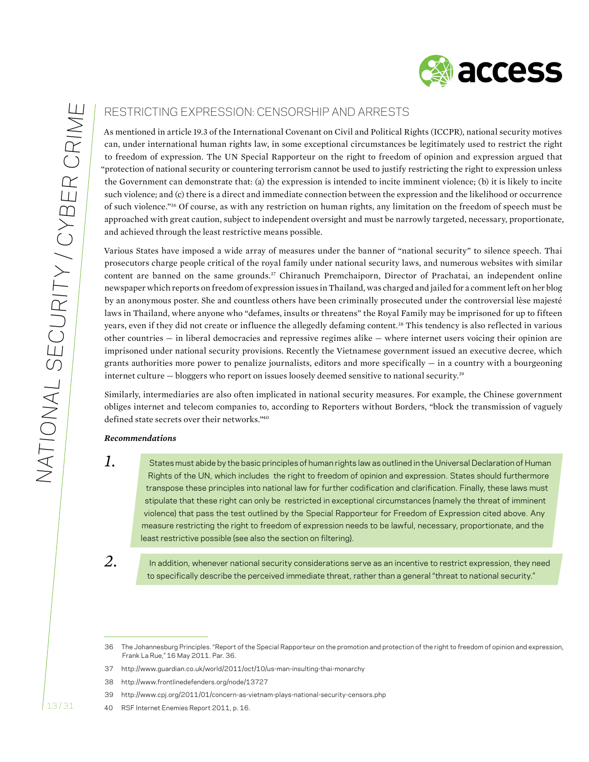## RESTRICTING EXPRESSION: CENSORSHIP AND ARRESTS

As mentioned in article 19.3 of the International Covenant on Civil and Political Rights (ICCPR), national security motives can, under international human rights law, in some exceptional circumstances be legitimately used to restrict the right to freedom of expression. The UN Special Rapporteur on the right to freedom of opinion and expression argued that "protection of national security or countering terrorism cannot be used to justify restricting the right to expression unless the Government can demonstrate that: (a) the expression is intended to incite imminent violence; (b) it is likely to incite such violence; and (c) there is a direct and immediate connection between the expression and the likelihood or occurrence of such violence."[36] Of course, as with any restriction on human rights, any limitation on the freedom of speech must be approached with great caution, subject to independent oversight and must be narrowly targeted, necessary, proportionate, and achieved through the least restrictive means possible.

Various States have imposed a wide array of measures under the banner of "national security" to silence speech. Thai prosecutors charge people critical of the royal family under national security laws, and numerous websites with similar content are banned on the same grounds.[37] Chiranuch Premchaiporn, Director of Prachatai, an independent online newspaper which reports on freedom of expression issues in Thailand, was charged and jailed for a comment left on her blog by an anonymous poster. She and countless others have been criminally prosecuted under the controversial lèse majesté laws in Thailand, where anyone who "defames, insults or threatens" the Royal Family may be imprisoned for up to fifteen years, even if they did not create or influence the allegedly defaming content.[38] This tendency is also reflected in various other countries — in liberal democracies and repressive regimes alike — where internet users voicing their opinion are imprisoned under national security provisions. Recently the Vietnamese government issued an executive decree, which grants authorities more power to penalize journalists, editors and more specifically — in a country with a bourgeoning internet culture — bloggers who report on issues loosely deemed sensitive to national security.[39]

Similarly, intermediaries are also often implicated in national security measures. For example, the Chinese government obliges internet and telecom companies to, according to Reporters without Borders, "block the transmission of vaguely defined state secrets over their networks."[40]

***Recommendations***

1. States must abide by the basic principles of human rights law as outlined in the Universal Declaration of Human Rights of the UN, which includes the right to freedom of opinion and expression. States should furthermore transpose these principles into national law for further codification and clarification. Finally, these laws must stipulate that these right can only be restricted in exceptional circumstances (namely the threat of imminent violence) that pass the test outlined by the Special Rapporteur for Freedom of Expression cited above. Any measure restricting the right to freedom of expression needs to be lawful, necessary, proportionate, and the least restrictive possible (see also the section on filtering).

2. In addition, whenever national security considerations serve as an incentive to restrict expression, they need to specifically describe the perceived immediate threat, rather than a general "threat to national security."

---

36 The Johannesburg Principles. "Report of the Special Rapporteur on the promotion and protection of the right to freedom of opinion and expression, Frank La Rue," 16 May 2011. Par. 36.

37 http://www.guardian.co.uk/world/2011/oct/10/us-man-insulting-thai-monarchy

38 http://www.frontlinedefenders.org/node/13727

39 http://www.cpj.org/2011/01/concern-as-vietnam-plays-national-security-censors.php

40 RSF Internet Enemies Report 2011, p. 16.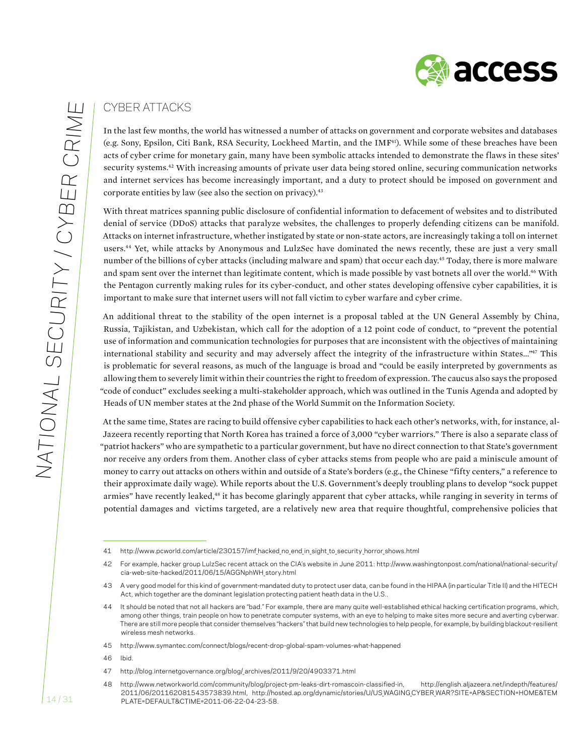## CYBER ATTACKS

In the last few months, the world has witnessed a number of attacks on government and corporate websites and databases (e.g. Sony, Epsilon, Citi Bank, RSA Security, Lockheed Martin, and the IMF[41]). While some of these breaches have been acts of cyber crime for monetary gain, many have been symbolic attacks intended to demonstrate the flaws in these sites' security systems.[42] With increasing amounts of private user data being stored online, securing communication networks and internet services has become increasingly important, and a duty to protect should be imposed on government and corporate entities by law (see also the section on privacy).[43]

With threat matrices spanning public disclosure of confidential information to defacement of websites and to distributed denial of service (DDoS) attacks that paralyze websites, the challenges to properly defending citizens can be manifold. Attacks on internet infrastructure, whether instigated by state or non-state actors, are increasingly taking a toll on internet users.[44] Yet, while attacks by Anonymous and LulzSec have dominated the news recently, these are just a very small number of the billions of cyber attacks (including malware and spam) that occur each day.[45] Today, there is more malware and spam sent over the internet than legitimate content, which is made possible by vast botnets all over the world.[46] With the Pentagon currently making rules for its cyber-conduct, and other states developing offensive cyber capabilities, it is important to make sure that internet users will not fall victim to cyber warfare and cyber crime.

An additional threat to the stability of the open internet is a proposal tabled at the UN General Assembly by China, Russia, Tajikistan, and Uzbekistan, which call for the adoption of a 12 point code of conduct, to "prevent the potential use of information and communication technologies for purposes that are inconsistent with the objectives of maintaining international stability and security and may adversely affect the integrity of the infrastructure within States…"[47] This is problematic for several reasons, as much of the language is broad and "could be easily interpreted by governments as allowing them to severely limit within their countries the right to freedom of expression. The caucus also says the proposed "code of conduct" excludes seeking a multi-stakeholder approach, which was outlined in the Tunis Agenda and adopted by Heads of UN member states at the 2nd phase of the World Summit on the Information Society.

At the same time, States are racing to build offensive cyber capabilities to hack each other's networks, with, for instance, al-Jazeera recently reporting that North Korea has trained a force of 3,000 "cyber warriors." There is also a separate class of "patriot hackers" who are sympathetic to a particular government, but have no direct connection to that State's government nor receive any orders from them. Another class of cyber attacks stems from people who are paid a miniscule amount of money to carry out attacks on others within and outside of a State's borders (e.g., the Chinese "fifty centers," a reference to their approximate daily wage). While reports about the U.S. Government's deeply troubling plans to develop "sock puppet armies" have recently leaked,[48] it has become glaringly apparent that cyber attacks, while ranging in severity in terms of potential damages and victims targeted, are a relatively new area that require thoughtful, comprehensive policies that

---

41 http://www.pcworld.com/article/230157/imf_hacked_no_end_in_sight_to_security_horror_shows.html

42 For example, hacker group LulzSec recent attack on the CIA's website in June 2011: http://www.washingtonpost.com/national/national-security/cia-web-site-hacked/2011/06/15/AGGNphWH_story.html

43 A very good model for this kind of government-mandated duty to protect user data, can be found in the HIPAA (in particular Title II) and the HITECH Act, which together are the dominant legislation protecting patient heath data in the U.S..

44 It should be noted that not all hackers are "bad." For example, there are many quite well-established ethical hacking certification programs, which, among other things, train people on how to penetrate computer systems, with an eye to helping to make sites more secure and averting cyberwar. There are still more people that consider themselves "hackers" that build new technologies to help people, for example, by building blackout-resilient wireless mesh networks.

45 http://www.symantec.com/connect/blogs/recent-drop-global-spam-volumes-what-happened

46 Ibid.

47 http://blog.internetgovernance.org/blog/_archives/2011/9/20/4903371.html

48 http://www.networkworld.com/community/blog/project-pm-leaks-dirt-romascoin-classified-in, http://english.aljazeera.net/indepth/features/2011/06/201162081543573839.html, http://hosted.ap.org/dynamic/stories/U/US_WAGING_CYBER_WAR?SITE=AP&SECTION=HOME&TEMPLATE=DEFAULT&CTIME=2011-06-22-04-23-58.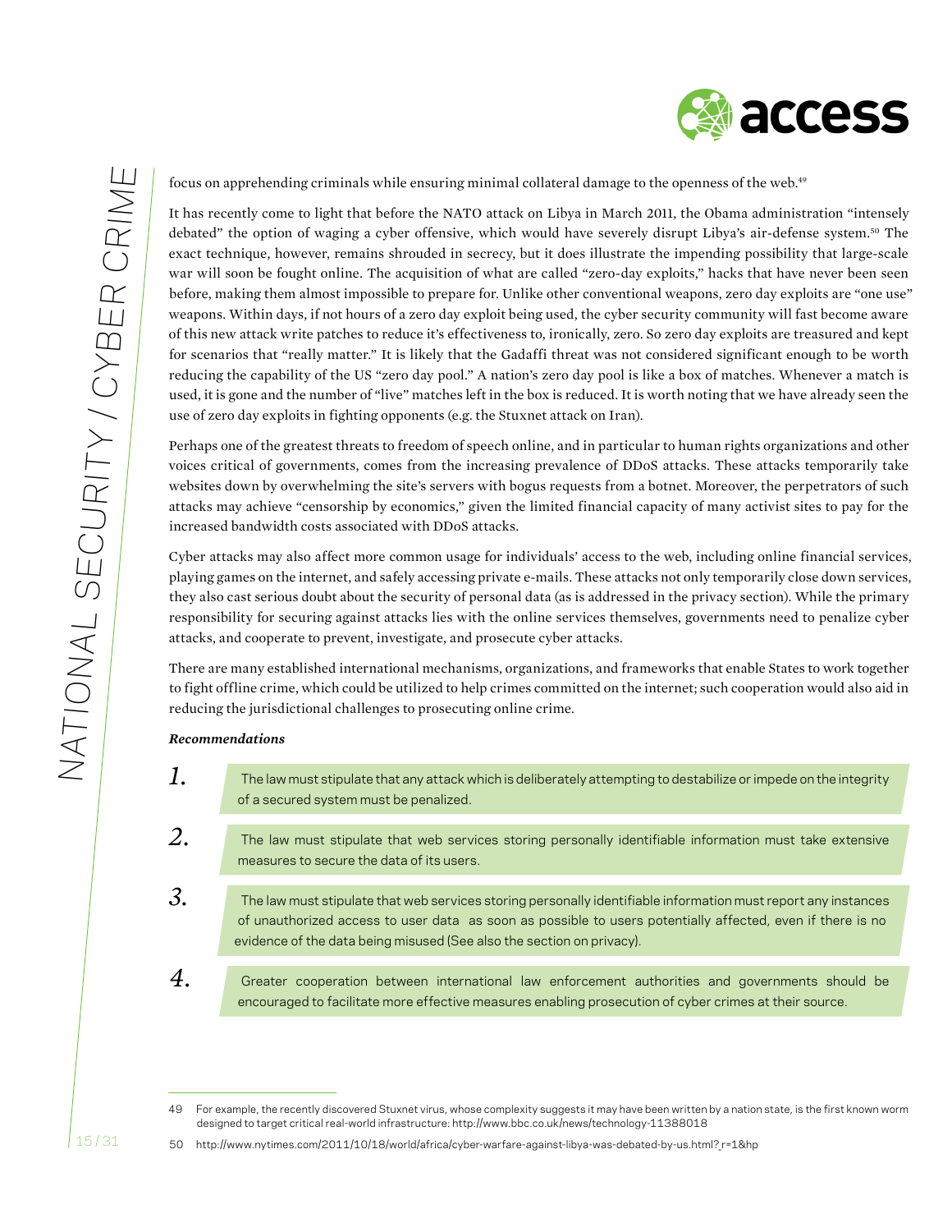focus on apprehending criminals while ensuring minimal collateral damage to the openness of the web.[49]

It has recently come to light that before the NATO attack on Libya in March 2011, the Obama administration "intensely debated" the option of waging a cyber offensive, which would have severely disrupt Libya's air-defense system.[50] The exact technique, however, remains shrouded in secrecy, but it does illustrate the impending possibility that large-scale war will soon be fought online. The acquisition of what are called "zero-day exploits," hacks that have never been seen before, making them almost impossible to prepare for. Unlike other conventional weapons, zero day exploits are "one use" weapons. Within days, if not hours of a zero day exploit being used, the cyber security community will fast become aware of this new attack write patches to reduce it's effectiveness to, ironically, zero. So zero day exploits are treasured and kept for scenarios that "really matter." It is likely that the Gadaffi threat was not considered significant enough to be worth reducing the capability of the US "zero day pool." A nation's zero day pool is like a box of matches. Whenever a match is used, it is gone and the number of "live" matches left in the box is reduced. It is worth noting that we have already seen the use of zero day exploits in fighting opponents (e.g. the Stuxnet attack on Iran).

Perhaps one of the greatest threats to freedom of speech online, and in particular to human rights organizations and other voices critical of governments, comes from the increasing prevalence of DDoS attacks. These attacks temporarily take websites down by overwhelming the site's servers with bogus requests from a botnet. Moreover, the perpetrators of such attacks may achieve "censorship by economics," given the limited financial capacity of many activist sites to pay for the increased bandwidth costs associated with DDoS attacks.

Cyber attacks may also affect more common usage for individuals' access to the web, including online financial services, playing games on the internet, and safely accessing private e-mails. These attacks not only temporarily close down services, they also cast serious doubt about the security of personal data (as is addressed in the privacy section). While the primary responsibility for securing against attacks lies with the online services themselves, governments need to penalize cyber attacks, and cooperate to prevent, investigate, and prosecute cyber attacks.

There are many established international mechanisms, organizations, and frameworks that enable States to work together to fight offline crime, which could be utilized to help crimes committed on the internet; such cooperation would also aid in reducing the jurisdictional challenges to prosecuting online crime.

***Recommendations***

1. The law must stipulate that any attack which is deliberately attempting to destabilize or impede on the integrity of a secured system must be penalized.

2. The law must stipulate that web services storing personally identifiable information must take extensive measures to secure the data of its users.

3. The law must stipulate that web services storing personally identifiable information must report any instances of unauthorized access to user data as soon as possible to users potentially affected, even if there is no evidence of the data being misused (See also the section on privacy).

4. Greater cooperation between international law enforcement authorities and governments should be encouraged to facilitate more effective measures enabling prosecution of cyber crimes at their source.

---

49 For example, the recently discovered Stuxnet virus, whose complexity suggests it may have been written by a nation state, is the first known worm designed to target critical real-world infrastructure: http://www.bbc.co.uk/news/technology-11388018

50 http://www.nytimes.com/2011/10/18/world/africa/cyber-warfare-against-libya-was-debated-by-us.html?_r=1&hp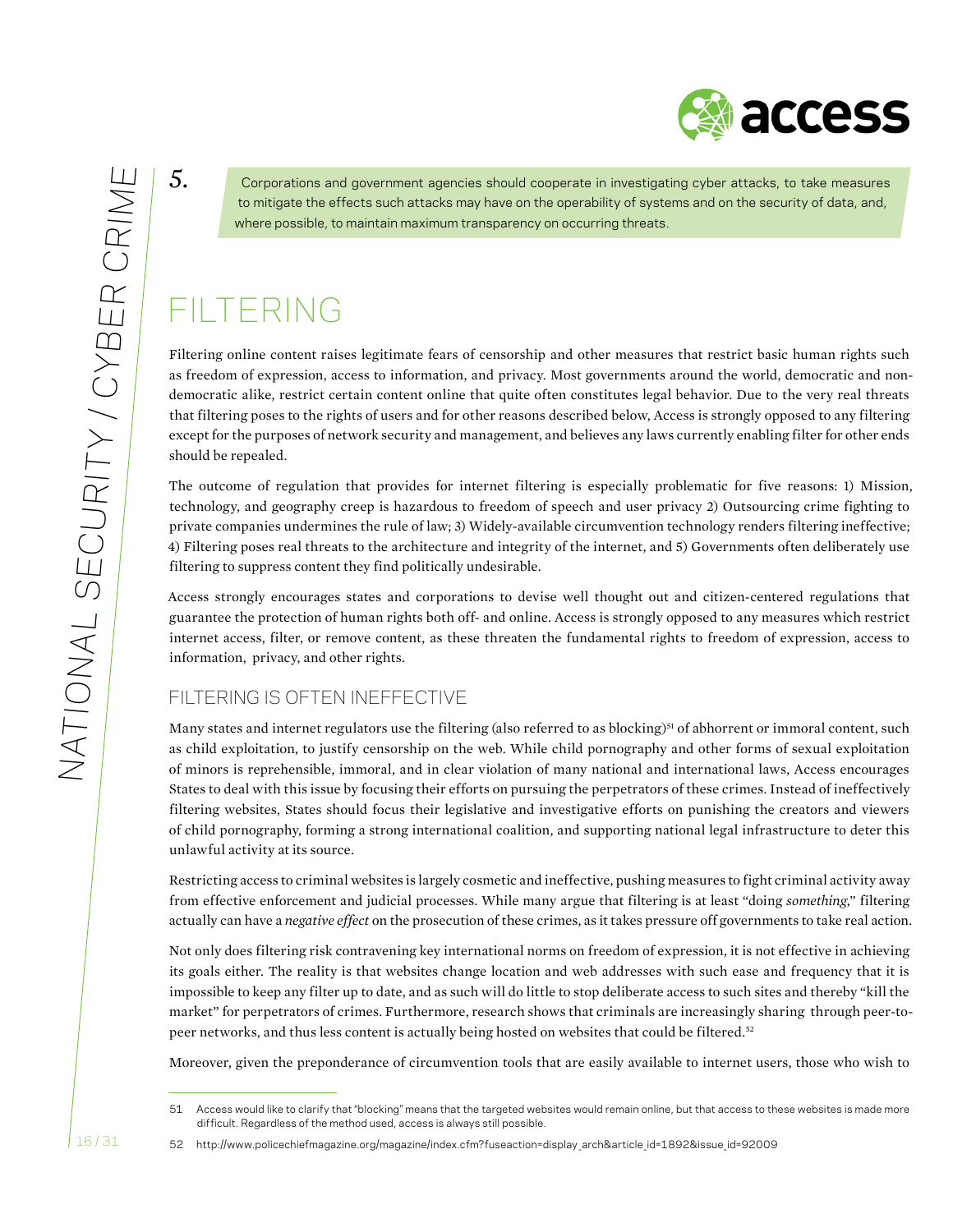5. Corporations and government agencies should cooperate in investigating cyber attacks, to take measures to mitigate the effects such attacks may have on the operability of systems and on the security of data, and, where possible, to maintain maximum transparency on occurring threats.

# FILTERING

Filtering online content raises legitimate fears of censorship and other measures that restrict basic human rights such as freedom of expression, access to information, and privacy. Most governments around the world, democratic and non-democratic alike, restrict certain content online that quite often constitutes legal behavior. Due to the very real threats that filtering poses to the rights of users and for other reasons described below, Access is strongly opposed to any filtering except for the purposes of network security and management, and believes any laws currently enabling filter for other ends should be repealed.

The outcome of regulation that provides for internet filtering is especially problematic for five reasons: 1) Mission, technology, and geography creep is hazardous to freedom of speech and user privacy 2) Outsourcing crime fighting to private companies undermines the rule of law; 3) Widely-available circumvention technology renders filtering ineffective; 4) Filtering poses real threats to the architecture and integrity of the internet, and 5) Governments often deliberately use filtering to suppress content they find politically undesirable.

Access strongly encourages states and corporations to devise well thought out and citizen-centered regulations that guarantee the protection of human rights both off- and online. Access is strongly opposed to any measures which restrict internet access, filter, or remove content, as these threaten the fundamental rights to freedom of expression, access to information, privacy, and other rights.

## FILTERING IS OFTEN INEFFECTIVE

Many states and internet regulators use the filtering (also referred to as blocking)[51] of abhorrent or immoral content, such as child exploitation, to justify censorship on the web. While child pornography and other forms of sexual exploitation of minors is reprehensible, immoral, and in clear violation of many national and international laws, Access encourages States to deal with this issue by focusing their efforts on pursuing the perpetrators of these crimes. Instead of ineffectively filtering websites, States should focus their legislative and investigative efforts on punishing the creators and viewers of child pornography, forming a strong international coalition, and supporting national legal infrastructure to deter this unlawful activity at its source.

Restricting access to criminal websites is largely cosmetic and ineffective, pushing measures to fight criminal activity away from effective enforcement and judicial processes. While many argue that filtering is at least "doing *something*," filtering actually can have a *negative effect* on the prosecution of these crimes, as it takes pressure off governments to take real action.

Not only does filtering risk contravening key international norms on freedom of expression, it is not effective in achieving its goals either. The reality is that websites change location and web addresses with such ease and frequency that it is impossible to keep any filter up to date, and as such will do little to stop deliberate access to such sites and thereby "kill the market" for perpetrators of crimes. Furthermore, research shows that criminals are increasingly sharing through peer-to-peer networks, and thus less content is actually being hosted on websites that could be filtered.[52]

Moreover, given the preponderance of circumvention tools that are easily available to internet users, those who wish to

---

51 Access would like to clarify that "blocking" means that the targeted websites would remain online, but that access to these websites is made more difficult. Regardless of the method used, access is always still possible.

52 http://www.policechiefmagazine.org/magazine/index.cfm?fuseaction=display_arch&article_id=1892&issue_id=92009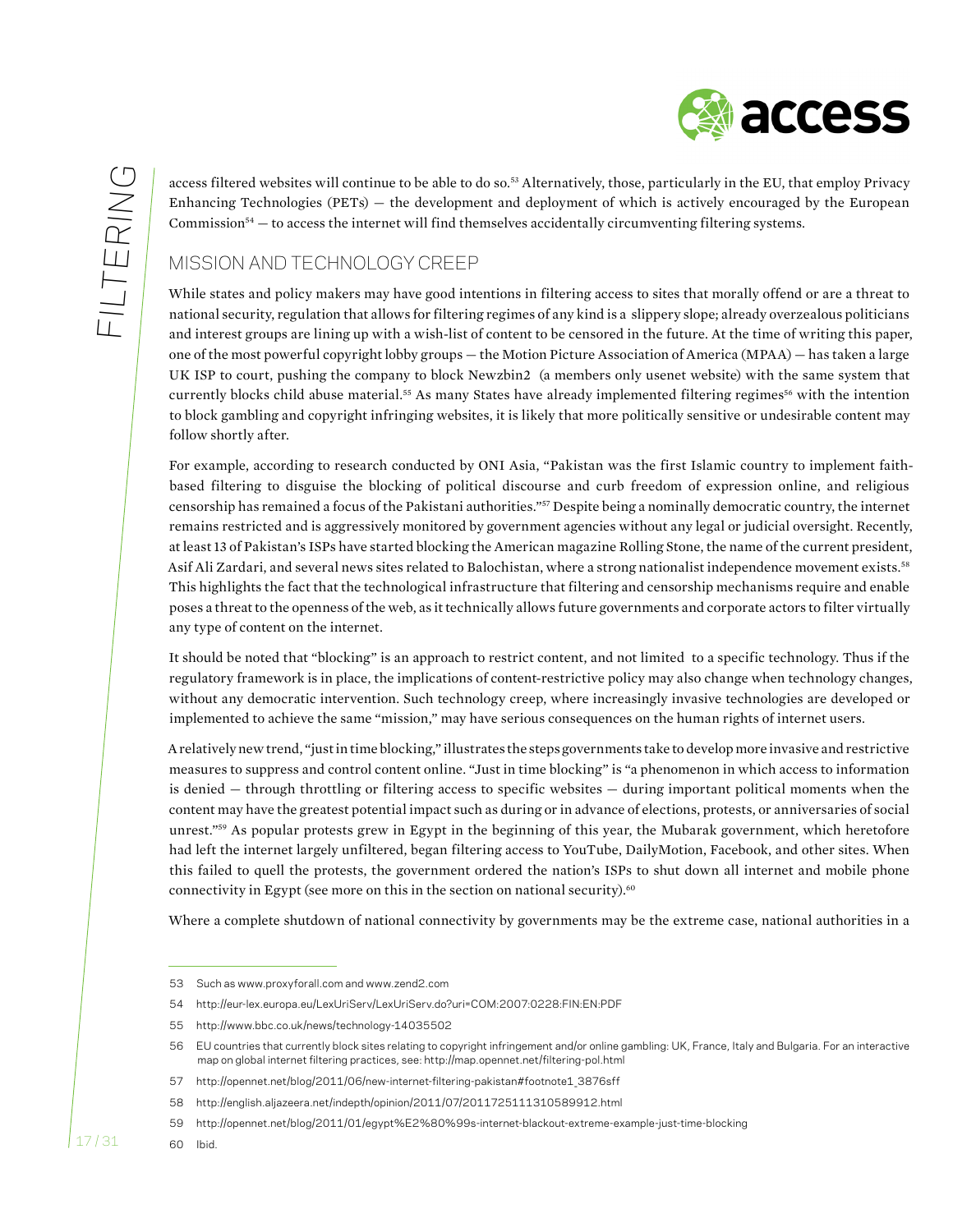access filtered websites will continue to be able to do so.[53] Alternatively, those, particularly in the EU, that employ Privacy Enhancing Technologies (PETs) — the development and deployment of which is actively encouraged by the European Commission[54] — to access the internet will find themselves accidentally circumventing filtering systems.

## MISSION AND TECHNOLOGY CREEP

While states and policy makers may have good intentions in filtering access to sites that morally offend or are a threat to national security, regulation that allows for filtering regimes of any kind is a slippery slope; already overzealous politicians and interest groups are lining up with a wish-list of content to be censored in the future. At the time of writing this paper, one of the most powerful copyright lobby groups — the Motion Picture Association of America (MPAA) — has taken a large UK ISP to court, pushing the company to block Newzbin2 (a members only usenet website) with the same system that currently blocks child abuse material.[55] As many States have already implemented filtering regimes[56] with the intention to block gambling and copyright infringing websites, it is likely that more politically sensitive or undesirable content may follow shortly after.

For example, according to research conducted by ONI Asia, "Pakistan was the first Islamic country to implement faith-based filtering to disguise the blocking of political discourse and curb freedom of expression online, and religious censorship has remained a focus of the Pakistani authorities."[57] Despite being a nominally democratic country, the internet remains restricted and is aggressively monitored by government agencies without any legal or judicial oversight. Recently, at least 13 of Pakistan's ISPs have started blocking the American magazine Rolling Stone, the name of the current president, Asif Ali Zardari, and several news sites related to Balochistan, where a strong nationalist independence movement exists.[58] This highlights the fact that the technological infrastructure that filtering and censorship mechanisms require and enable poses a threat to the openness of the web, as it technically allows future governments and corporate actors to filter virtually any type of content on the internet.

It should be noted that "blocking" is an approach to restrict content, and not limited to a specific technology. Thus if the regulatory framework is in place, the implications of content-restrictive policy may also change when technology changes, without any democratic intervention. Such technology creep, where increasingly invasive technologies are developed or implemented to achieve the same "mission," may have serious consequences on the human rights of internet users.

A relatively new trend, "just in time blocking," illustrates the steps governments take to develop more invasive and restrictive measures to suppress and control content online. "Just in time blocking" is "a phenomenon in which access to information is denied — through throttling or filtering access to specific websites — during important political moments when the content may have the greatest potential impact such as during or in advance of elections, protests, or anniversaries of social unrest."[59] As popular protests grew in Egypt in the beginning of this year, the Mubarak government, which heretofore had left the internet largely unfiltered, began filtering access to YouTube, DailyMotion, Facebook, and other sites. When this failed to quell the protests, the government ordered the nation's ISPs to shut down all internet and mobile phone connectivity in Egypt (see more on this in the section on national security).[60]

Where a complete shutdown of national connectivity by governments may be the extreme case, national authorities in a

---

53 Such as www.proxyforall.com and www.zend2.com

54 http://eur-lex.europa.eu/LexUriServ/LexUriServ.do?uri=COM:2007:0228:FIN:EN:PDF

55 http://www.bbc.co.uk/news/technology-14035502

56 EU countries that currently block sites relating to copyright infringement and/or online gambling: UK, France, Italy and Bulgaria. For an interactive map on global internet filtering practices, see: http://map.opennet.net/filtering-pol.html

57 http://opennet.net/blog/2011/06/new-internet-filtering-pakistan#footnote1_3876sff

58 http://english.aljazeera.net/indepth/opinion/2011/07/2011725111310589912.html

59 http://opennet.net/blog/2011/01/egypt%E2%80%99s-internet-blackout-extreme-example-just-time-blocking

60 Ibid.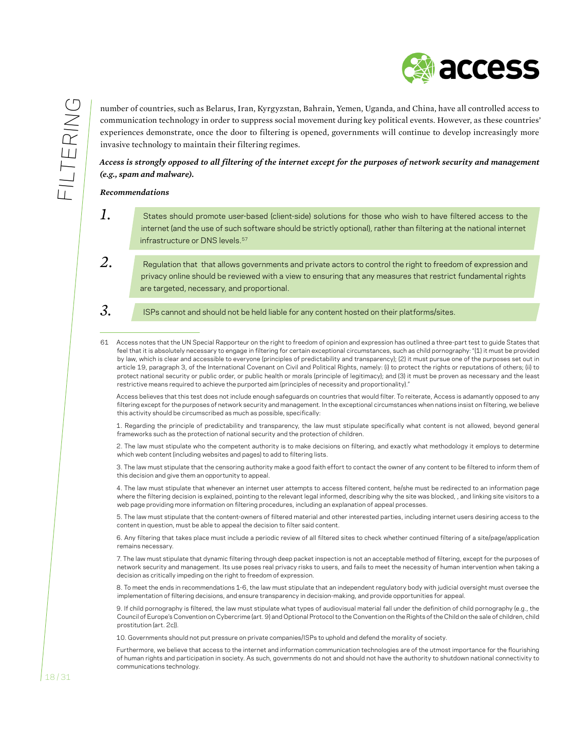number of countries, such as Belarus, Iran, Kyrgyzstan, Bahrain, Yemen, Uganda, and China, have all controlled access to communication technology in order to suppress social movement during key political events. However, as these countries' experiences demonstrate, once the door to filtering is opened, governments will continue to develop increasingly more invasive technology to maintain their filtering regimes.

***Access is strongly opposed to all filtering of the internet except for the purposes of network security and management (e.g., spam and malware).***

***Recommendations***

1. States should promote user-based (client-side) solutions for those who wish to have filtered access to the internet (and the use of such software should be strictly optional), rather than filtering at the national internet infrastructure or DNS levels.[57]

2. Regulation that that allows governments and private actors to control the right to freedom of expression and privacy online should be reviewed with a view to ensuring that any measures that restrict fundamental rights are targeted, necessary, and proportional.

3. ISPs cannot and should not be held liable for any content hosted on their platforms/sites.

---

61 Access notes that the UN Special Rapporteur on the right to freedom of opinion and expression has outlined a three-part test to guide States that feel that it is absolutely necessary to engage in filtering for certain exceptional circumstances, such as child pornography: "(1) it must be provided by law, which is clear and accessible to everyone (principles of predictability and transparency); (2) it must pursue one of the purposes set out in article 19, paragraph 3, of the International Covenant on Civil and Political Rights, namely: (i) to protect the rights or reputations of others; (ii) to protect national security or public order, or public health or morals (principle of legitimacy); and (3) it must be proven as necessary and the least restrictive means required to achieve the purported aim (principles of necessity and proportionality)."

Access believes that this test does not include enough safeguards on countries that would filter. To reiterate, Access is adamantly opposed to any filtering except for the purposes of network security and management. In the exceptional circumstances when nations insist on filtering, we believe this activity should be circumscribed as much as possible, specifically:

1. Regarding the principle of predictability and transparency, the law must stipulate specifically what content is not allowed, beyond general frameworks such as the protection of national security and the protection of children.

2. The law must stipulate who the competent authority is to make decisions on filtering, and exactly what methodology it employs to determine which web content (including websites and pages) to add to filtering lists.

3. The law must stipulate that the censoring authority make a good faith effort to contact the owner of any content to be filtered to inform them of this decision and give them an opportunity to appeal.

4. The law must stipulate that whenever an internet user attempts to access filtered content, he/she must be redirected to an information page where the filtering decision is explained, pointing to the relevant legal informed, describing why the site was blocked, , and linking site visitors to a web page providing more information on filtering procedures, including an explanation of appeal processes.

5. The law must stipulate that the content-owners of filtered material and other interested parties, including internet users desiring access to the content in question, must be able to appeal the decision to filter said content.

6. Any filtering that takes place must include a periodic review of all filtered sites to check whether continued filtering of a site/page/application remains necessary.

7. The law must stipulate that dynamic filtering through deep packet inspection is not an acceptable method of filtering, except for the purposes of network security and management. Its use poses real privacy risks to users, and fails to meet the necessity of human intervention when taking a decision as critically impeding on the right to freedom of expression.

8. To meet the ends in recommendations 1-6, the law must stipulate that an independent regulatory body with judicial oversight must oversee the implementation of filtering decisions, and ensure transparency in decision-making, and provide opportunities for appeal.

9. If child pornography is filtered, the law must stipulate what types of audiovisual material fall under the definition of child pornography (e.g., the Council of Europe's Convention on Cybercrime (art. 9) and Optional Protocol to the Convention on the Rights of the Child on the sale of children, child prostitution (art. 2c)).

10. Governments should not put pressure on private companies/ISPs to uphold and defend the morality of society.

Furthermore, we believe that access to the internet and information communication technologies are of the utmost importance for the flourishing of human rights and participation in society. As such, governments do not and should not have the authority to shutdown national connectivity to communications technology.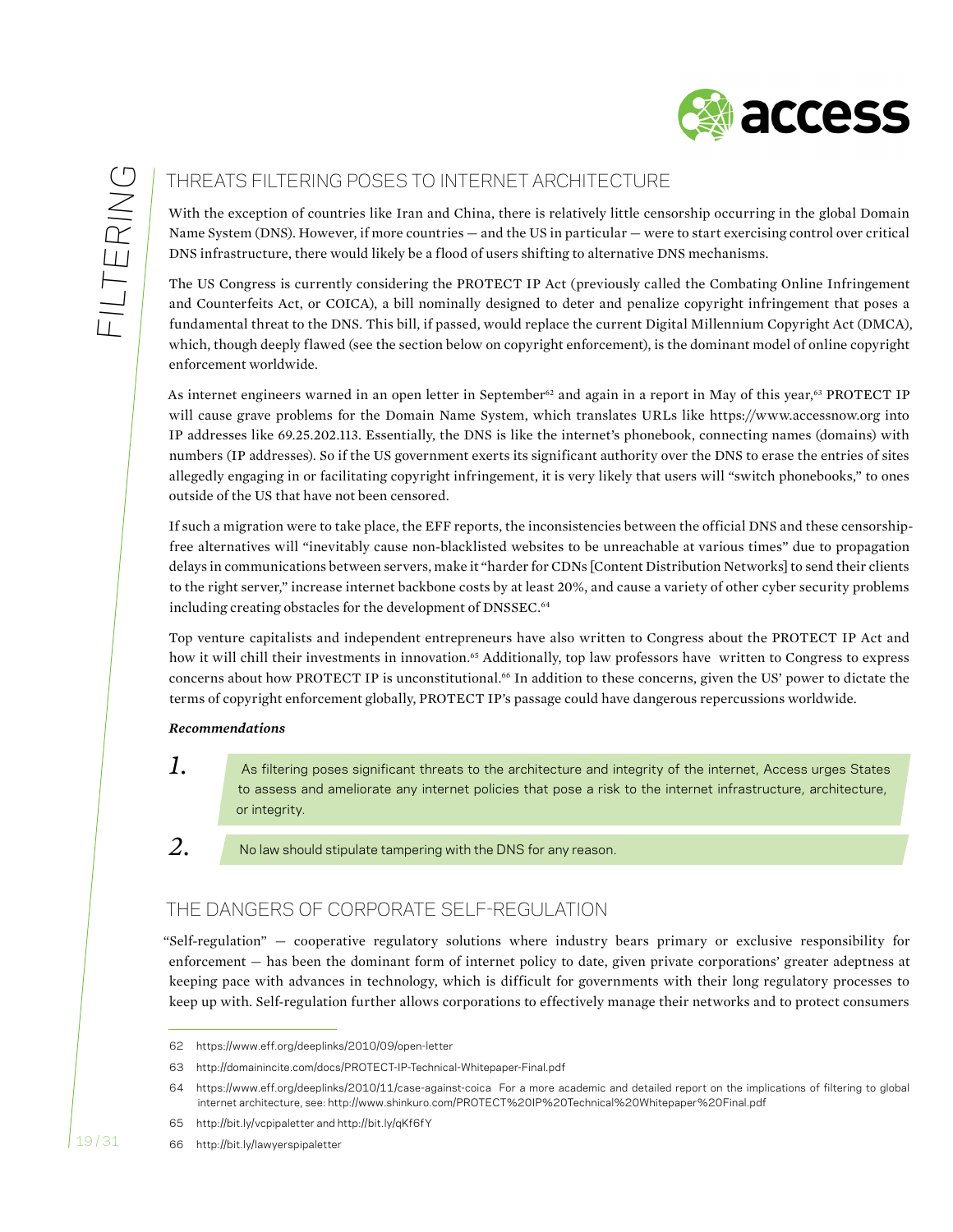## THREATS FILTERING POSES TO INTERNET ARCHITECTURE

With the exception of countries like Iran and China, there is relatively little censorship occurring in the global Domain Name System (DNS). However, if more countries — and the US in particular — were to start exercising control over critical DNS infrastructure, there would likely be a flood of users shifting to alternative DNS mechanisms.

The US Congress is currently considering the PROTECT IP Act (previously called the Combating Online Infringement and Counterfeits Act, or COICA), a bill nominally designed to deter and penalize copyright infringement that poses a fundamental threat to the DNS. This bill, if passed, would replace the current Digital Millennium Copyright Act (DMCA), which, though deeply flawed (see the section below on copyright enforcement), is the dominant model of online copyright enforcement worldwide.

As internet engineers warned in an open letter in September[62] and again in a report in May of this year,[63] PROTECT IP will cause grave problems for the Domain Name System, which translates URLs like https://www.accessnow.org into IP addresses like 69.25.202.113. Essentially, the DNS is like the internet's phonebook, connecting names (domains) with numbers (IP addresses). So if the US government exerts its significant authority over the DNS to erase the entries of sites allegedly engaging in or facilitating copyright infringement, it is very likely that users will "switch phonebooks," to ones outside of the US that have not been censored.

If such a migration were to take place, the EFF reports, the inconsistencies between the official DNS and these censorship-free alternatives will "inevitably cause non-blacklisted websites to be unreachable at various times" due to propagation delays in communications between servers, make it "harder for CDNs [Content Distribution Networks] to send their clients to the right server," increase internet backbone costs by at least 20%, and cause a variety of other cyber security problems including creating obstacles for the development of DNSSEC.[64]

Top venture capitalists and independent entrepreneurs have also written to Congress about the PROTECT IP Act and how it will chill their investments in innovation.[65] Additionally, top law professors have written to Congress to express concerns about how PROTECT IP is unconstitutional.[66] In addition to these concerns, given the US' power to dictate the terms of copyright enforcement globally, PROTECT IP's passage could have dangerous repercussions worldwide.

***Recommendations***

1. As filtering poses significant threats to the architecture and integrity of the internet, Access urges States to assess and ameliorate any internet policies that pose a risk to the internet infrastructure, architecture, or integrity.
2. No law should stipulate tampering with the DNS for any reason.

## THE DANGERS OF CORPORATE SELF-REGULATION

"Self-regulation" — cooperative regulatory solutions where industry bears primary or exclusive responsibility for enforcement — has been the dominant form of internet policy to date, given private corporations' greater adeptness at keeping pace with advances in technology, which is difficult for governments with their long regulatory processes to keep up with. Self-regulation further allows corporations to effectively manage their networks and to protect consumers

---

62 https://www.eff.org/deeplinks/2010/09/open-letter

63 http://domainincite.com/docs/PROTECT-IP-Technical-Whitepaper-Final.pdf

64 https://www.eff.org/deeplinks/2010/11/case-against-coica For a more academic and detailed report on the implications of filtering to global internet architecture, see: http://www.shinkuro.com/PROTECT%20IP%20Technical%20Whitepaper%20Final.pdf

65 http://bit.ly/vcpipaletter and http://bit.ly/qKf6fY

66 http://bit.ly/lawyerspipaletter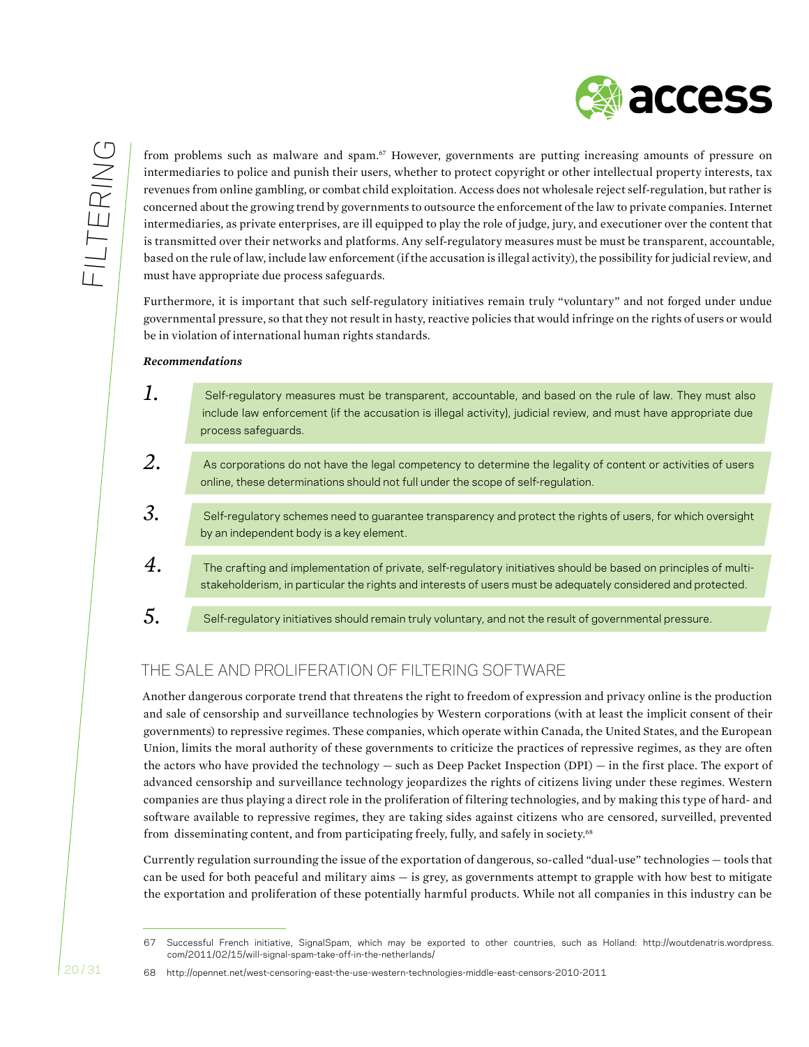from problems such as malware and spam.[67] However, governments are putting increasing amounts of pressure on intermediaries to police and punish their users, whether to protect copyright or other intellectual property interests, tax revenues from online gambling, or combat child exploitation. Access does not wholesale reject self-regulation, but rather is concerned about the growing trend by governments to outsource the enforcement of the law to private companies. Internet intermediaries, as private enterprises, are ill equipped to play the role of judge, jury, and executioner over the content that is transmitted over their networks and platforms. Any self-regulatory measures must be must be transparent, accountable, based on the rule of law, include law enforcement (if the accusation is illegal activity), the possibility for judicial review, and must have appropriate due process safeguards.

Furthermore, it is important that such self-regulatory initiatives remain truly "voluntary" and not forged under undue governmental pressure, so that they not result in hasty, reactive policies that would infringe on the rights of users or would be in violation of international human rights standards.

***Recommendations***

1. Self-regulatory measures must be transparent, accountable, and based on the rule of law. They must also include law enforcement (if the accusation is illegal activity), judicial review, and must have appropriate due process safeguards.
2. As corporations do not have the legal competency to determine the legality of content or activities of users online, these determinations should not full under the scope of self-regulation.
3. Self-regulatory schemes need to guarantee transparency and protect the rights of users, for which oversight by an independent body is a key element.
4. The crafting and implementation of private, self-regulatory initiatives should be based on principles of multi-stakeholderism, in particular the rights and interests of users must be adequately considered and protected.
5. Self-regulatory initiatives should remain truly voluntary, and not the result of governmental pressure.

## THE SALE AND PROLIFERATION OF FILTERING SOFTWARE

Another dangerous corporate trend that threatens the right to freedom of expression and privacy online is the production and sale of censorship and surveillance technologies by Western corporations (with at least the implicit consent of their governments) to repressive regimes. These companies, which operate within Canada, the United States, and the European Union, limits the moral authority of these governments to criticize the practices of repressive regimes, as they are often the actors who have provided the technology — such as Deep Packet Inspection (DPI) — in the first place. The export of advanced censorship and surveillance technology jeopardizes the rights of citizens living under these regimes. Western companies are thus playing a direct role in the proliferation of filtering technologies, and by making this type of hard- and software available to repressive regimes, they are taking sides against citizens who are censored, surveilled, prevented from disseminating content, and from participating freely, fully, and safely in society.[68]

Currently regulation surrounding the issue of the exportation of dangerous, so-called "dual-use" technologies — tools that can be used for both peaceful and military aims — is grey, as governments attempt to grapple with how best to mitigate the exportation and proliferation of these potentially harmful products. While not all companies in this industry can be

---

67 Successful French initiative, SignalSpam, which may be exported to other countries, such as Holland: http://woutdenatris.wordpress.com/2011/02/15/will-signal-spam-take-off-in-the-netherlands/

68 http://opennet.net/west-censoring-east-the-use-western-technologies-middle-east-censors-2010-2011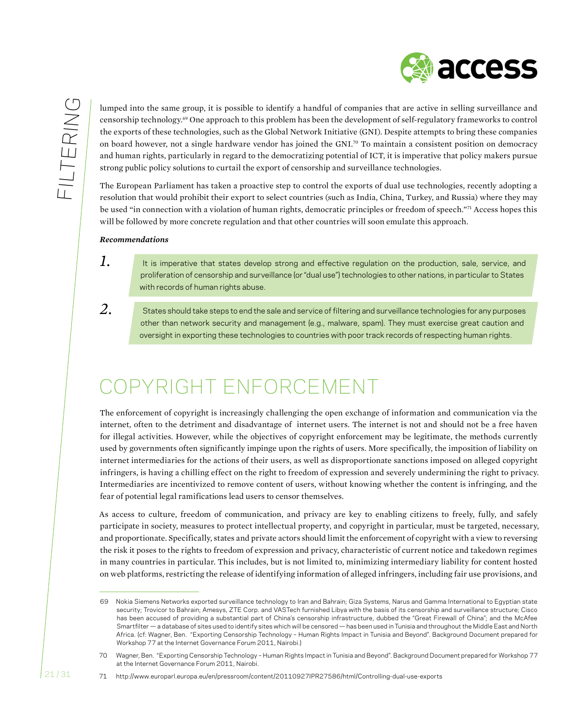lumped into the same group, it is possible to identify a handful of companies that are active in selling surveillance and censorship technology.[69] One approach to this problem has been the development of self-regulatory frameworks to control the exports of these technologies, such as the Global Network Initiative (GNI). Despite attempts to bring these companies on board however, not a single hardware vendor has joined the GNI.[70] To maintain a consistent position on democracy and human rights, particularly in regard to the democratizing potential of ICT, it is imperative that policy makers pursue strong public policy solutions to curtail the export of censorship and surveillance technologies.

The European Parliament has taken a proactive step to control the exports of dual use technologies, recently adopting a resolution that would prohibit their export to select countries (such as India, China, Turkey, and Russia) where they may be used "in connection with a violation of human rights, democratic principles or freedom of speech."[71] Access hopes this will be followed by more concrete regulation and that other countries will soon emulate this approach.

***Recommendations***

1. It is imperative that states develop strong and effective regulation on the production, sale, service, and proliferation of censorship and surveillance (or "dual use") technologies to other nations, in particular to States with records of human rights abuse.

2. States should take steps to end the sale and service of filtering and surveillance technologies for any purposes other than network security and management (e.g., malware, spam). They must exercise great caution and oversight in exporting these technologies to countries with poor track records of respecting human rights.

## COPYRIGHT ENFORCEMENT

The enforcement of copyright is increasingly challenging the open exchange of information and communication via the internet, often to the detriment and disadvantage of internet users. The internet is not and should not be a free haven for illegal activities. However, while the objectives of copyright enforcement may be legitimate, the methods currently used by governments often significantly impinge upon the rights of users. More specifically, the imposition of liability on internet intermediaries for the actions of their users, as well as disproportionate sanctions imposed on alleged copyright infringers, is having a chilling effect on the right to freedom of expression and severely undermining the right to privacy. Intermediaries are incentivized to remove content of users, without knowing whether the content is infringing, and the fear of potential legal ramifications lead users to censor themselves.

As access to culture, freedom of communication, and privacy are key to enabling citizens to freely, fully, and safely participate in society, measures to protect intellectual property, and copyright in particular, must be targeted, necessary, and proportionate. Specifically, states and private actors should limit the enforcement of copyright with a view to reversing the risk it poses to the rights to freedom of expression and privacy, characteristic of current notice and takedown regimes in many countries in particular. This includes, but is not limited to, minimizing intermediary liability for content hosted on web platforms, restricting the release of identifying information of alleged infringers, including fair use provisions, and

---

69 Nokia Siemens Networks exported surveillance technology to Iran and Bahrain; Giza Systems, Narus and Gamma International to Egyptian state security; Trovicor to Bahrain; Amesys, ZTE Corp. and VASTech furnished Libya with the basis of its censorship and surveillance structure; Cisco has been accused of providing a substantial part of China's censorship infrastructure, dubbed the "Great Firewall of China"; and the McAfee Smartfilter — a database of sites used to identify sites which will be censored — has been used in Tunisia and throughout the Middle East and North Africa. (cf: Wagner, Ben. "Exporting Censorship Technology – Human Rights Impact in Tunisia and Beyond". Background Document prepared for Workshop 77 at the Internet Governance Forum 2011, Nairobi.)

70 Wagner, Ben. "Exporting Censorship Technology – Human Rights Impact in Tunisia and Beyond". Background Document prepared for Workshop 77 at the Internet Governance Forum 2011, Nairobi.

71 http://www.europarl.europa.eu/en/pressroom/content/20110927IPR27586/html/Controlling-dual-use-exports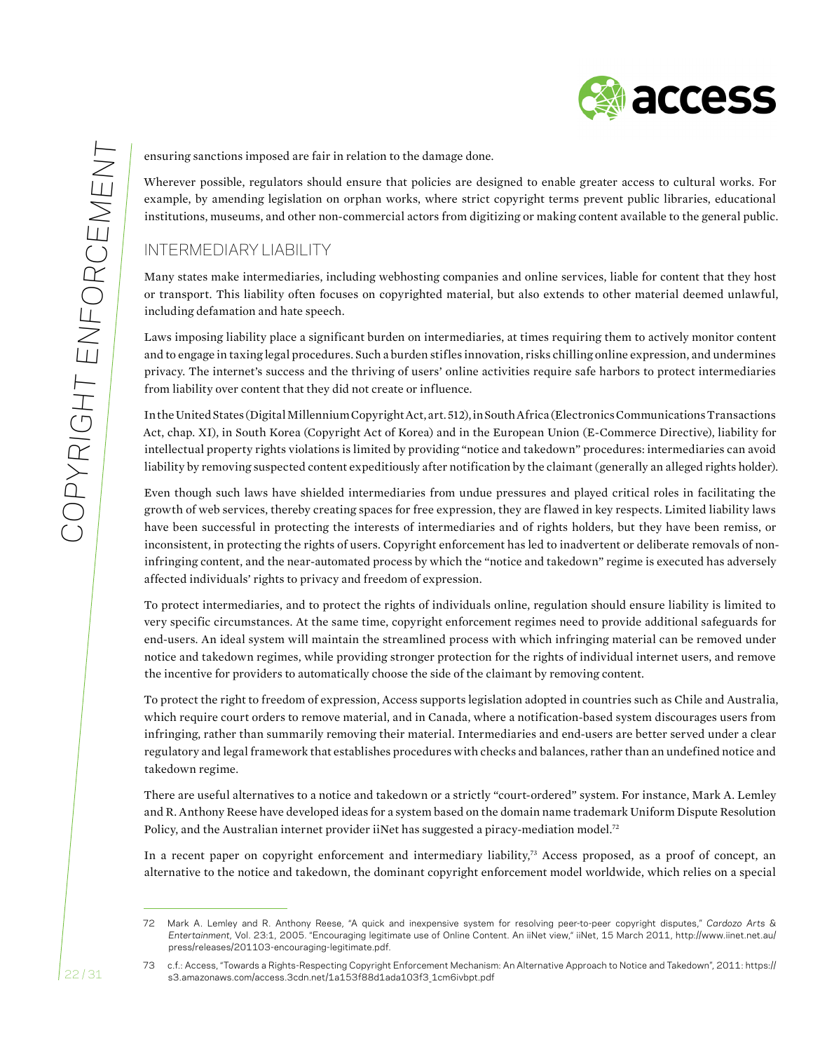ensuring sanctions imposed are fair in relation to the damage done.

Wherever possible, regulators should ensure that policies are designed to enable greater access to cultural works. For example, by amending legislation on orphan works, where strict copyright terms prevent public libraries, educational institutions, museums, and other non-commercial actors from digitizing or making content available to the general public.

## INTERMEDIARY LIABILITY

Many states make intermediaries, including webhosting companies and online services, liable for content that they host or transport. This liability often focuses on copyrighted material, but also extends to other material deemed unlawful, including defamation and hate speech.

Laws imposing liability place a significant burden on intermediaries, at times requiring them to actively monitor content and to engage in taxing legal procedures. Such a burden stifles innovation, risks chilling online expression, and undermines privacy. The internet's success and the thriving of users' online activities require safe harbors to protect intermediaries from liability over content that they did not create or influence.

In the United States (Digital Millennium Copyright Act, art. 512), in South Africa (Electronics Communications Transactions Act, chap. XI), in South Korea (Copyright Act of Korea) and in the European Union (E-Commerce Directive), liability for intellectual property rights violations is limited by providing "notice and takedown" procedures: intermediaries can avoid liability by removing suspected content expeditiously after notification by the claimant (generally an alleged rights holder).

Even though such laws have shielded intermediaries from undue pressures and played critical roles in facilitating the growth of web services, thereby creating spaces for free expression, they are flawed in key respects. Limited liability laws have been successful in protecting the interests of intermediaries and of rights holders, but they have been remiss, or inconsistent, in protecting the rights of users. Copyright enforcement has led to inadvertent or deliberate removals of non-infringing content, and the near-automated process by which the "notice and takedown" regime is executed has adversely affected individuals' rights to privacy and freedom of expression.

To protect intermediaries, and to protect the rights of individuals online, regulation should ensure liability is limited to very specific circumstances. At the same time, copyright enforcement regimes need to provide additional safeguards for end-users. An ideal system will maintain the streamlined process with which infringing material can be removed under notice and takedown regimes, while providing stronger protection for the rights of individual internet users, and remove the incentive for providers to automatically choose the side of the claimant by removing content.

To protect the right to freedom of expression, Access supports legislation adopted in countries such as Chile and Australia, which require court orders to remove material, and in Canada, where a notification-based system discourages users from infringing, rather than summarily removing their material. Intermediaries and end-users are better served under a clear regulatory and legal framework that establishes procedures with checks and balances, rather than an undefined notice and takedown regime.

There are useful alternatives to a notice and takedown or a strictly "court-ordered" system. For instance, Mark A. Lemley and R. Anthony Reese have developed ideas for a system based on the domain name trademark Uniform Dispute Resolution Policy, and the Australian internet provider iiNet has suggested a piracy-mediation model.[72]

In a recent paper on copyright enforcement and intermediary liability,[73] Access proposed, as a proof of concept, an alternative to the notice and takedown, the dominant copyright enforcement model worldwide, which relies on a special

---

72 Mark A. Lemley and R. Anthony Reese, "A quick and inexpensive system for resolving peer-to-peer copyright disputes," *Cardozo Arts & Entertainment*, Vol. 23:1, 2005. "Encouraging legitimate use of Online Content. An iiNet view," iiNet, 15 March 2011, http://www.iinet.net.au/press/releases/201103-encouraging-legitimate.pdf.

73 c.f.: Access, "Towards a Rights-Respecting Copyright Enforcement Mechanism: An Alternative Approach to Notice and Takedown", 2011: https://s3.amazonaws.com/access.3cdn.net/1a153f88d1ada103f3_1cm6ivbpt.pdf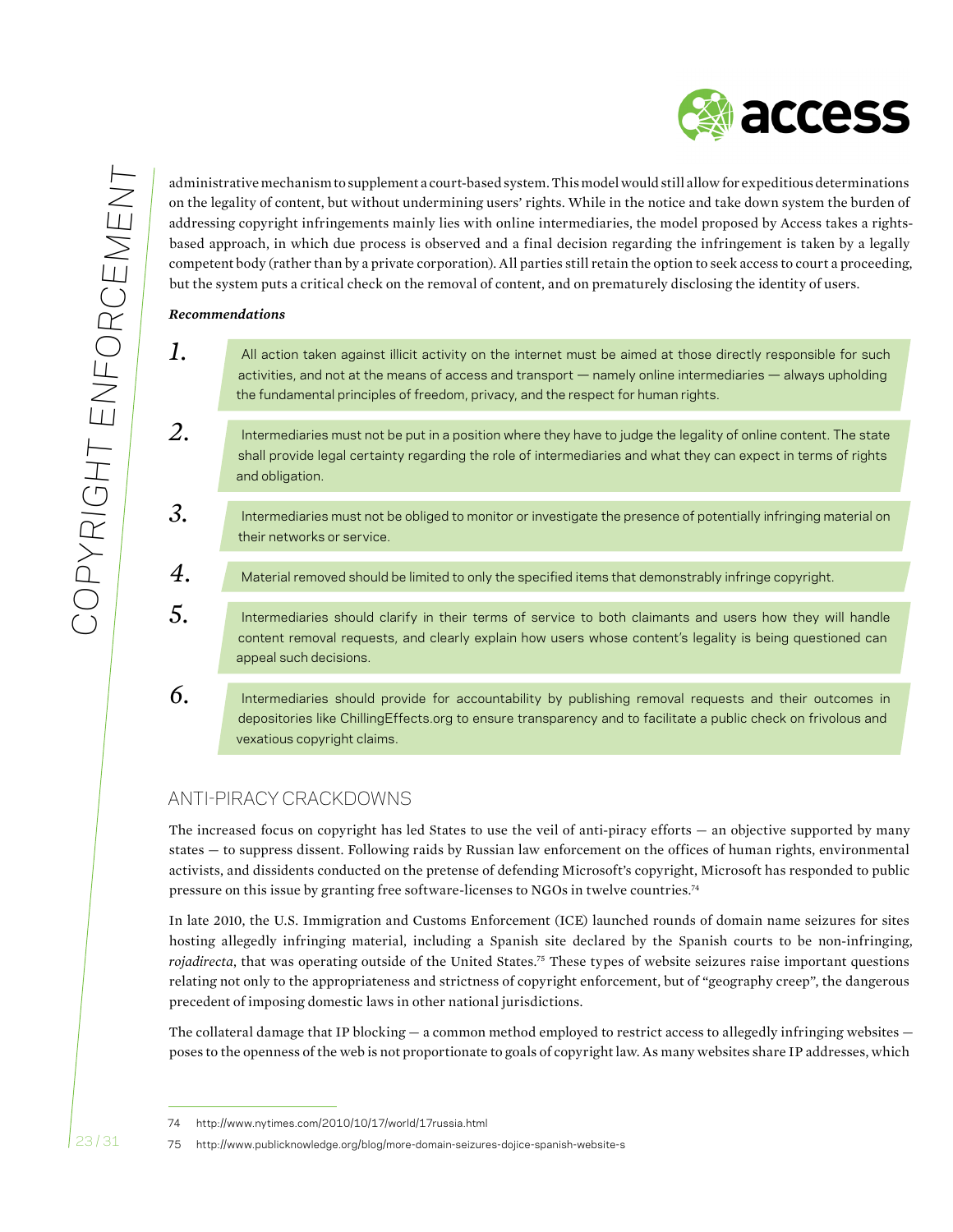administrative mechanism to supplement a court-based system. This model would still allow for expeditious determinations on the legality of content, but without undermining users' rights. While in the notice and take down system the burden of addressing copyright infringements mainly lies with online intermediaries, the model proposed by Access takes a rights-based approach, in which due process is observed and a final decision regarding the infringement is taken by a legally competent body (rather than by a private corporation). All parties still retain the option to seek access to court a proceeding, but the system puts a critical check on the removal of content, and on prematurely disclosing the identity of users.

***Recommendations***

1. All action taken against illicit activity on the internet must be aimed at those directly responsible for such activities, and not at the means of access and transport — namely online intermediaries — always upholding the fundamental principles of freedom, privacy, and the respect for human rights.
2. Intermediaries must not be put in a position where they have to judge the legality of online content. The state shall provide legal certainty regarding the role of intermediaries and what they can expect in terms of rights and obligation.
3. Intermediaries must not be obliged to monitor or investigate the presence of potentially infringing material on their networks or service.
4. Material removed should be limited to only the specified items that demonstrably infringe copyright.
5. Intermediaries should clarify in their terms of service to both claimants and users how they will handle content removal requests, and clearly explain how users whose content's legality is being questioned can appeal such decisions.
6. Intermediaries should provide for accountability by publishing removal requests and their outcomes in depositories like ChillingEffects.org to ensure transparency and to facilitate a public check on frivolous and vexatious copyright claims.

## ANTI-PIRACY CRACKDOWNS

The increased focus on copyright has led States to use the veil of anti-piracy efforts — an objective supported by many states — to suppress dissent. Following raids by Russian law enforcement on the offices of human rights, environmental activists, and dissidents conducted on the pretense of defending Microsoft's copyright, Microsoft has responded to public pressure on this issue by granting free software-licenses to NGOs in twelve countries.[74]

In late 2010, the U.S. Immigration and Customs Enforcement (ICE) launched rounds of domain name seizures for sites hosting allegedly infringing material, including a Spanish site declared by the Spanish courts to be non-infringing, *rojadirecta*, that was operating outside of the United States.[75] These types of website seizures raise important questions relating not only to the appropriateness and strictness of copyright enforcement, but of "geography creep", the dangerous precedent of imposing domestic laws in other national jurisdictions.

The collateral damage that IP blocking — a common method employed to restrict access to allegedly infringing websites — poses to the openness of the web is not proportionate to goals of copyright law. As many websites share IP addresses, which

---

74 http://www.nytimes.com/2010/10/17/world/17russia.html

75 http://www.publicknowledge.org/blog/more-domain-seizures-dojice-spanish-website-s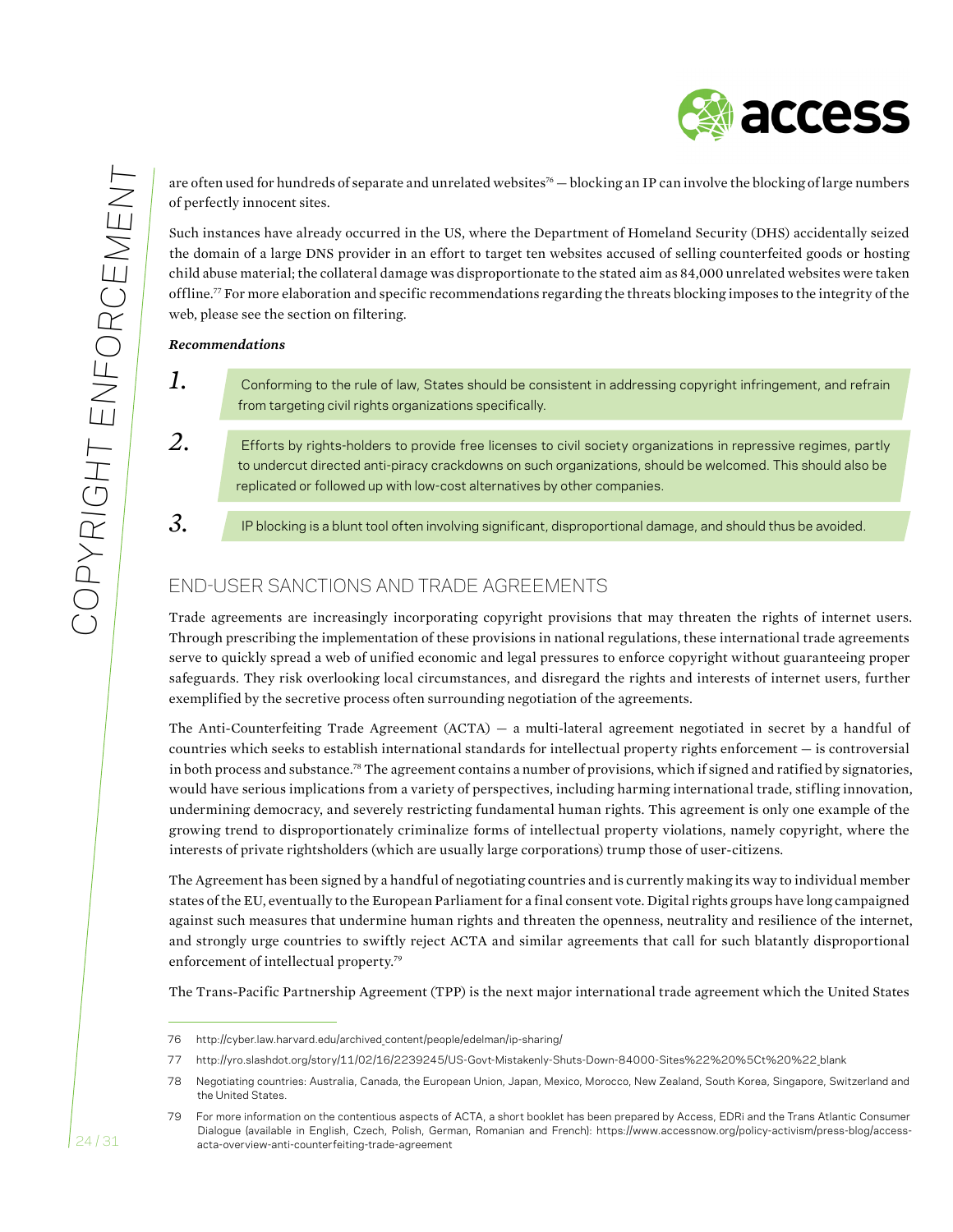are often used for hundreds of separate and unrelated websites[76] — blocking an IP can involve the blocking of large numbers of perfectly innocent sites.

Such instances have already occurred in the US, where the Department of Homeland Security (DHS) accidentally seized the domain of a large DNS provider in an effort to target ten websites accused of selling counterfeited goods or hosting child abuse material; the collateral damage was disproportionate to the stated aim as 84,000 unrelated websites were taken offline.[77] For more elaboration and specific recommendations regarding the threats blocking imposes to the integrity of the web, please see the section on filtering.

***Recommendations***

1. Conforming to the rule of law, States should be consistent in addressing copyright infringement, and refrain from targeting civil rights organizations specifically.

2. Efforts by rights-holders to provide free licenses to civil society organizations in repressive regimes, partly to undercut directed anti-piracy crackdowns on such organizations, should be welcomed. This should also be replicated or followed up with low-cost alternatives by other companies.

3. IP blocking is a blunt tool often involving significant, disproportional damage, and should thus be avoided.

## END-USER SANCTIONS AND TRADE AGREEMENTS

Trade agreements are increasingly incorporating copyright provisions that may threaten the rights of internet users. Through prescribing the implementation of these provisions in national regulations, these international trade agreements serve to quickly spread a web of unified economic and legal pressures to enforce copyright without guaranteeing proper safeguards. They risk overlooking local circumstances, and disregard the rights and interests of internet users, further exemplified by the secretive process often surrounding negotiation of the agreements.

The Anti-Counterfeiting Trade Agreement (ACTA) — a multi-lateral agreement negotiated in secret by a handful of countries which seeks to establish international standards for intellectual property rights enforcement — is controversial in both process and substance.[78] The agreement contains a number of provisions, which if signed and ratified by signatories, would have serious implications from a variety of perspectives, including harming international trade, stifling innovation, undermining democracy, and severely restricting fundamental human rights. This agreement is only one example of the growing trend to disproportionately criminalize forms of intellectual property violations, namely copyright, where the interests of private rightsholders (which are usually large corporations) trump those of user-citizens.

The Agreement has been signed by a handful of negotiating countries and is currently making its way to individual member states of the EU, eventually to the European Parliament for a final consent vote. Digital rights groups have long campaigned against such measures that undermine human rights and threaten the openness, neutrality and resilience of the internet, and strongly urge countries to swiftly reject ACTA and similar agreements that call for such blatantly disproportional enforcement of intellectual property.[79]

The Trans-Pacific Partnership Agreement (TPP) is the next major international trade agreement which the United States

---

76 http://cyber.law.harvard.edu/archived_content/people/edelman/ip-sharing/

77 http://yro.slashdot.org/story/11/02/16/2239245/US-Govt-Mistakenly-Shuts-Down-84000-Sites%22%20%5Ct%20%22_blank

78 Negotiating countries: Australia, Canada, the European Union, Japan, Mexico, Morocco, New Zealand, South Korea, Singapore, Switzerland and the United States.

79 For more information on the contentious aspects of ACTA, a short booklet has been prepared by Access, EDRi and the Trans Atlantic Consumer Dialogue (available in English, Czech, Polish, German, Romanian and French): https://www.accessnow.org/policy-activism/press-blog/access-acta-overview-anti-counterfeiting-trade-agreement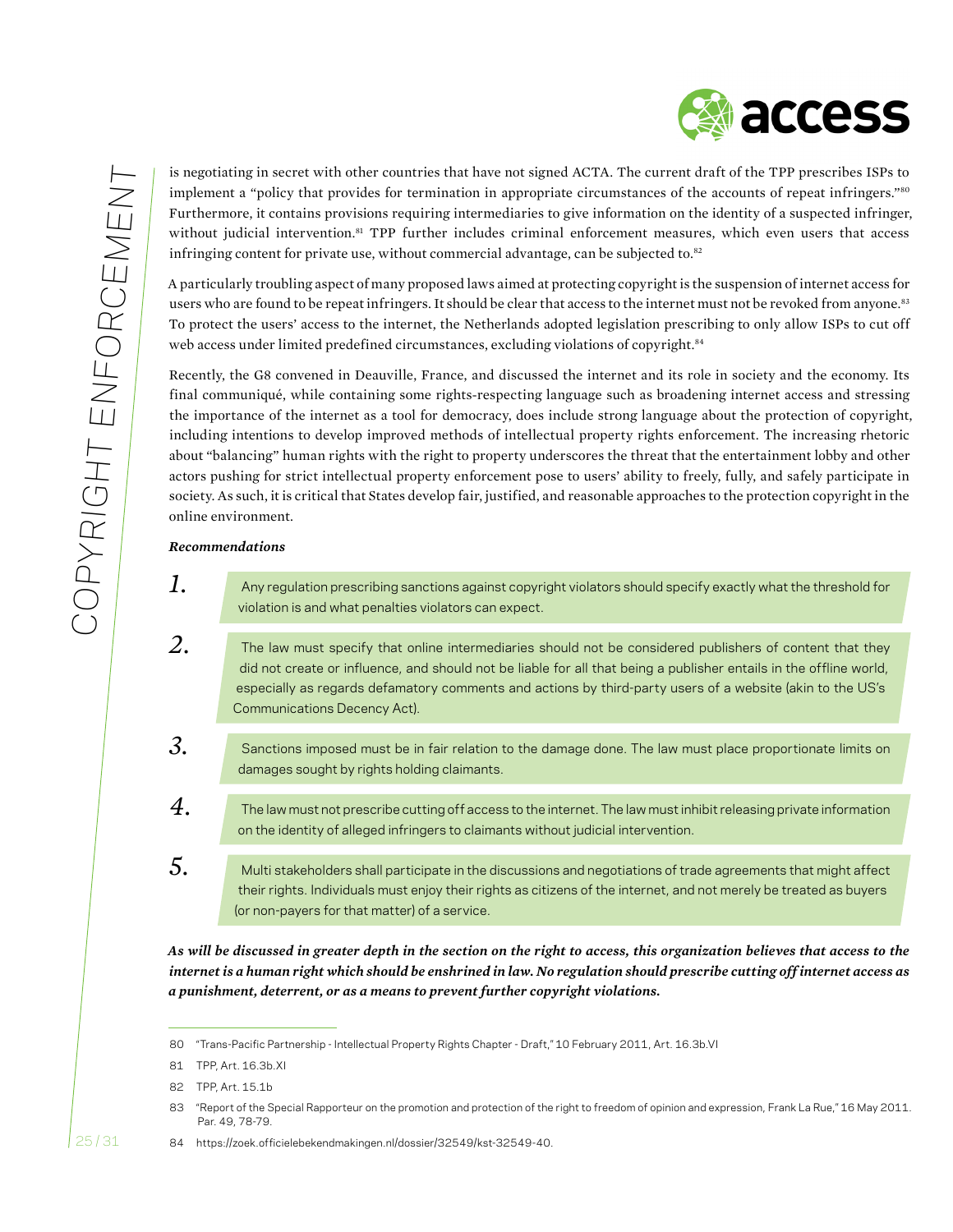is negotiating in secret with other countries that have not signed ACTA. The current draft of the TPP prescribes ISPs to implement a "policy that provides for termination in appropriate circumstances of the accounts of repeat infringers."[80] Furthermore, it contains provisions requiring intermediaries to give information on the identity of a suspected infringer, without judicial intervention.[81] TPP further includes criminal enforcement measures, which even users that access infringing content for private use, without commercial advantage, can be subjected to.[82]

A particularly troubling aspect of many proposed laws aimed at protecting copyright is the suspension of internet access for users who are found to be repeat infringers. It should be clear that access to the internet must not be revoked from anyone.[83] To protect the users' access to the internet, the Netherlands adopted legislation prescribing to only allow ISPs to cut off web access under limited predefined circumstances, excluding violations of copyright.[84]

Recently, the G8 convened in Deauville, France, and discussed the internet and its role in society and the economy. Its final communiqué, while containing some rights-respecting language such as broadening internet access and stressing the importance of the internet as a tool for democracy, does include strong language about the protection of copyright, including intentions to develop improved methods of intellectual property rights enforcement. The increasing rhetoric about "balancing" human rights with the right to property underscores the threat that the entertainment lobby and other actors pushing for strict intellectual property enforcement pose to users' ability to freely, fully, and safely participate in society. As such, it is critical that States develop fair, justified, and reasonable approaches to the protection copyright in the online environment.

***Recommendations***

1. Any regulation prescribing sanctions against copyright violators should specify exactly what the threshold for violation is and what penalties violators can expect.
2. The law must specify that online intermediaries should not be considered publishers of content that they did not create or influence, and should not be liable for all that being a publisher entails in the offline world, especially as regards defamatory comments and actions by third-party users of a website (akin to the US's Communications Decency Act).
3. Sanctions imposed must be in fair relation to the damage done. The law must place proportionate limits on damages sought by rights holding claimants.
4. The law must not prescribe cutting off access to the internet. The law must inhibit releasing private information on the identity of alleged infringers to claimants without judicial intervention.
5. Multi stakeholders shall participate in the discussions and negotiations of trade agreements that might affect their rights. Individuals must enjoy their rights as citizens of the internet, and not merely be treated as buyers (or non-payers for that matter) of a service.

***As will be discussed in greater depth in the section on the right to access, this organization believes that access to the internet is a human right which should be enshrined in law. No regulation should prescribe cutting off internet access as a punishment, deterrent, or as a means to prevent further copyright violations.***

---

80 "Trans-Pacific Partnership - Intellectual Property Rights Chapter - Draft," 10 February 2011, Art. 16.3b.VI

81 TPP, Art. 16.3b.XI

82 TPP, Art. 15.1b

83 "Report of the Special Rapporteur on the promotion and protection of the right to freedom of opinion and expression, Frank La Rue," 16 May 2011. Par. 49, 78-79.

84 https://zoek.officielebekendmakingen.nl/dossier/32549/kst-32549-40.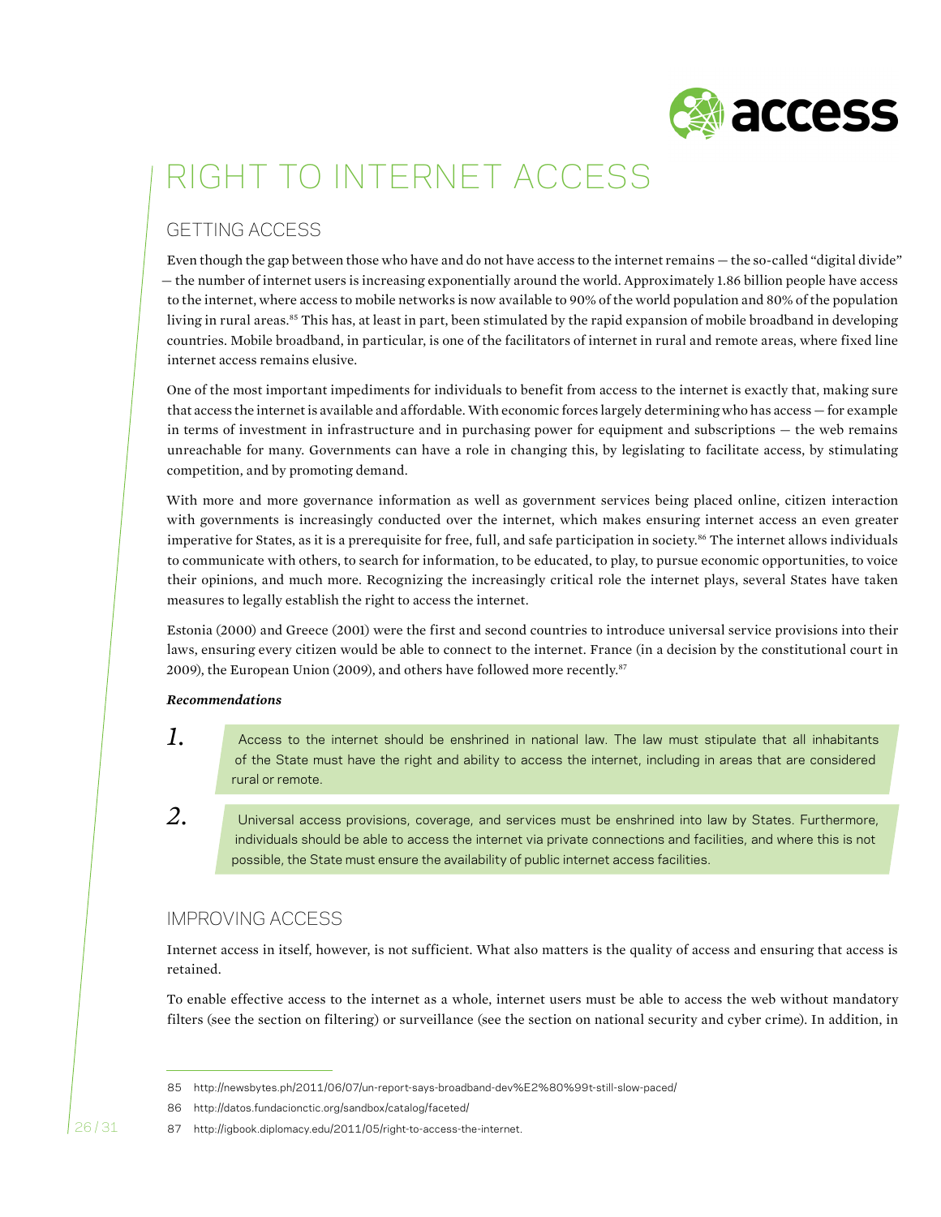# RIGHT TO INTERNET ACCESS

## GETTING ACCESS

Even though the gap between those who have and do not have access to the internet remains — the so-called "digital divide" — the number of internet users is increasing exponentially around the world. Approximately 1.86 billion people have access to the internet, where access to mobile networks is now available to 90% of the world population and 80% of the population living in rural areas.[85] This has, at least in part, been stimulated by the rapid expansion of mobile broadband in developing countries. Mobile broadband, in particular, is one of the facilitators of internet in rural and remote areas, where fixed line internet access remains elusive.

One of the most important impediments for individuals to benefit from access to the internet is exactly that, making sure that access the internet is available and affordable. With economic forces largely determining who has access — for example in terms of investment in infrastructure and in purchasing power for equipment and subscriptions — the web remains unreachable for many. Governments can have a role in changing this, by legislating to facilitate access, by stimulating competition, and by promoting demand.

With more and more governance information as well as government services being placed online, citizen interaction with governments is increasingly conducted over the internet, which makes ensuring internet access an even greater imperative for States, as it is a prerequisite for free, full, and safe participation in society.[86] The internet allows individuals to communicate with others, to search for information, to be educated, to play, to pursue economic opportunities, to voice their opinions, and much more. Recognizing the increasingly critical role the internet plays, several States have taken measures to legally establish the right to access the internet.

Estonia (2000) and Greece (2001) were the first and second countries to introduce universal service provisions into their laws, ensuring every citizen would be able to connect to the internet. France (in a decision by the constitutional court in 2009), the European Union (2009), and others have followed more recently.[87]

***Recommendations***

1. Access to the internet should be enshrined in national law. The law must stipulate that all inhabitants of the State must have the right and ability to access the internet, including in areas that are considered rural or remote.

2. Universal access provisions, coverage, and services must be enshrined into law by States. Furthermore, individuals should be able to access the internet via private connections and facilities, and where this is not possible, the State must ensure the availability of public internet access facilities.

## IMPROVING ACCESS

Internet access in itself, however, is not sufficient. What also matters is the quality of access and ensuring that access is retained.

To enable effective access to the internet as a whole, internet users must be able to access the web without mandatory filters (see the section on filtering) or surveillance (see the section on national security and cyber crime). In addition, in

---

85 http://newsbytes.ph/2011/06/07/un-report-says-broadband-dev%E2%80%99t-still-slow-paced/

86 http://datos.fundacionctic.org/sandbox/catalog/faceted/

87 http://igbook.diplomacy.edu/2011/05/right-to-access-the-internet.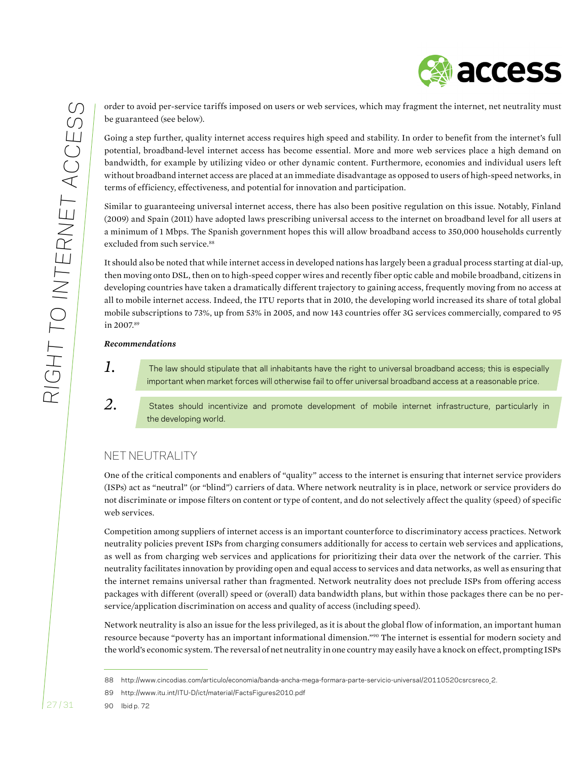order to avoid per-service tariffs imposed on users or web services, which may fragment the internet, net neutrality must be guaranteed (see below).

Going a step further, quality internet access requires high speed and stability. In order to benefit from the internet's full potential, broadband-level internet access has become essential. More and more web services place a high demand on bandwidth, for example by utilizing video or other dynamic content. Furthermore, economies and individual users left without broadband internet access are placed at an immediate disadvantage as opposed to users of high-speed networks, in terms of efficiency, effectiveness, and potential for innovation and participation.

Similar to guaranteeing universal internet access, there has also been positive regulation on this issue. Notably, Finland (2009) and Spain (2011) have adopted laws prescribing universal access to the internet on broadband level for all users at a minimum of 1 Mbps. The Spanish government hopes this will allow broadband access to 350,000 households currently excluded from such service.[88]

It should also be noted that while internet access in developed nations has largely been a gradual process starting at dial-up, then moving onto DSL, then on to high-speed copper wires and recently fiber optic cable and mobile broadband, citizens in developing countries have taken a dramatically different trajectory to gaining access, frequently moving from no access at all to mobile internet access. Indeed, the ITU reports that in 2010, the developing world increased its share of total global mobile subscriptions to 73%, up from 53% in 2005, and now 143 countries offer 3G services commercially, compared to 95 in 2007.[89]

***Recommendations***

1. The law should stipulate that all inhabitants have the right to universal broadband access; this is especially important when market forces will otherwise fail to offer universal broadband access at a reasonable price.

2. States should incentivize and promote development of mobile internet infrastructure, particularly in the developing world.

## NET NEUTRALITY

One of the critical components and enablers of "quality" access to the internet is ensuring that internet service providers (ISPs) act as "neutral" (or "blind") carriers of data. Where network neutrality is in place, network or service providers do not discriminate or impose filters on content or type of content, and do not selectively affect the quality (speed) of specific web services.

Competition among suppliers of internet access is an important counterforce to discriminatory access practices. Network neutrality policies prevent ISPs from charging consumers additionally for access to certain web services and applications, as well as from charging web services and applications for prioritizing their data over the network of the carrier. This neutrality facilitates innovation by providing open and equal access to services and data networks, as well as ensuring that the internet remains universal rather than fragmented. Network neutrality does not preclude ISPs from offering access packages with different (overall) speed or (overall) data bandwidth plans, but within those packages there can be no per-service/application discrimination on access and quality of access (including speed).

Network neutrality is also an issue for the less privileged, as it is about the global flow of information, an important human resource because "poverty has an important informational dimension."[90] The internet is essential for modern society and the world's economic system. The reversal of net neutrality in one country may easily have a knock on effect, prompting ISPs

88 http://www.cincodias.com/articulo/economia/banda-ancha-mega-formara-parte-servicio-universal/20110520csrcsreco_2.

89 http://www.itu.int/ITU-D/ict/material/FactsFigures2010.pdf

90 Ibid p. 72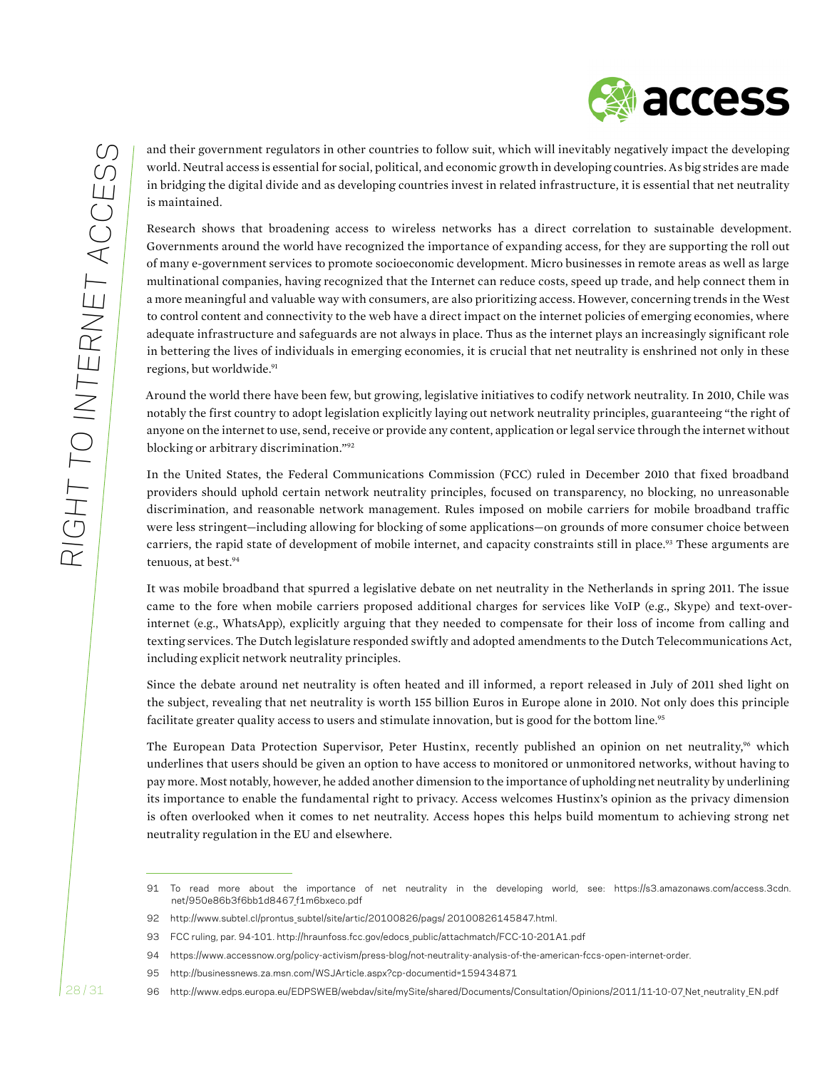and their government regulators in other countries to follow suit, which will inevitably negatively impact the developing world. Neutral access is essential for social, political, and economic growth in developing countries. As big strides are made in bridging the digital divide and as developing countries invest in related infrastructure, it is essential that net neutrality is maintained.

Research shows that broadening access to wireless networks has a direct correlation to sustainable development. Governments around the world have recognized the importance of expanding access, for they are supporting the roll out of many e-government services to promote socioeconomic development. Micro businesses in remote areas as well as large multinational companies, having recognized that the Internet can reduce costs, speed up trade, and help connect them in a more meaningful and valuable way with consumers, are also prioritizing access. However, concerning trends in the West to control content and connectivity to the web have a direct impact on the internet policies of emerging economies, where adequate infrastructure and safeguards are not always in place. Thus as the internet plays an increasingly significant role in bettering the lives of individuals in emerging economies, it is crucial that net neutrality is enshrined not only in these regions, but worldwide.[91]

Around the world there have been few, but growing, legislative initiatives to codify network neutrality. In 2010, Chile was notably the first country to adopt legislation explicitly laying out network neutrality principles, guaranteeing "the right of anyone on the internet to use, send, receive or provide any content, application or legal service through the internet without blocking or arbitrary discrimination."[92]

In the United States, the Federal Communications Commission (FCC) ruled in December 2010 that fixed broadband providers should uphold certain network neutrality principles, focused on transparency, no blocking, no unreasonable discrimination, and reasonable network management. Rules imposed on mobile carriers for mobile broadband traffic were less stringent—including allowing for blocking of some applications—on grounds of more consumer choice between carriers, the rapid state of development of mobile internet, and capacity constraints still in place.[93] These arguments are tenuous, at best.[94]

It was mobile broadband that spurred a legislative debate on net neutrality in the Netherlands in spring 2011. The issue came to the fore when mobile carriers proposed additional charges for services like VoIP (e.g., Skype) and text-over-internet (e.g., WhatsApp), explicitly arguing that they needed to compensate for their loss of income from calling and texting services. The Dutch legislature responded swiftly and adopted amendments to the Dutch Telecommunications Act, including explicit network neutrality principles.

Since the debate around net neutrality is often heated and ill informed, a report released in July of 2011 shed light on the subject, revealing that net neutrality is worth 155 billion Euros in Europe alone in 2010. Not only does this principle facilitate greater quality access to users and stimulate innovation, but is good for the bottom line.[95]

The European Data Protection Supervisor, Peter Hustinx, recently published an opinion on net neutrality,[96] which underlines that users should be given an option to have access to monitored or unmonitored networks, without having to pay more. Most notably, however, he added another dimension to the importance of upholding net neutrality by underlining its importance to enable the fundamental right to privacy. Access welcomes Hustinx's opinion as the privacy dimension is often overlooked when it comes to net neutrality. Access hopes this helps build momentum to achieving strong net neutrality regulation in the EU and elsewhere.

---

91 To read more about the importance of net neutrality in the developing world, see: https://s3.amazonaws.com/access.3cdn.net/950e86b3f6bb1d8467_f1m6bxeco.pdf

92 http://www.subtel.cl/prontus_subtel/site/artic/20100826/pags/ 20100826145847.html.

93 FCC ruling, par. 94-101. http://hraunfoss.fcc.gov/edocs_public/attachmatch/FCC-10-201A1.pdf

94 https://www.accessnow.org/policy-activism/press-blog/not-neutrality-analysis-of-the-american-fccs-open-internet-order.

95 http://businessnews.za.msn.com/WSJArticle.aspx?cp-documentid=159434871

96 http://www.edps.europa.eu/EDPSWEB/webdav/site/mySite/shared/Documents/Consultation/Opinions/2011/11-10-07_Net_neutrality_EN.pdf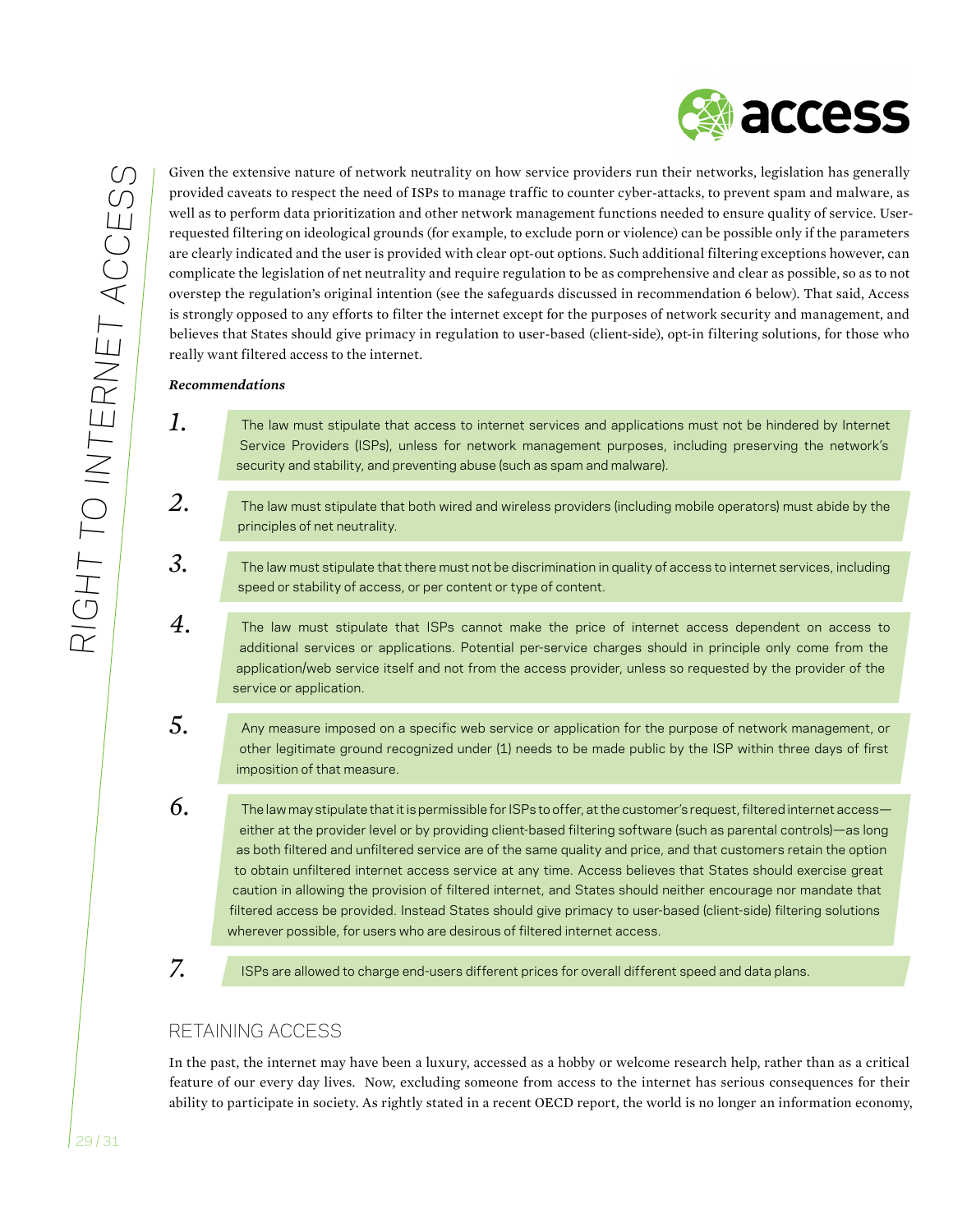Given the extensive nature of network neutrality on how service providers run their networks, legislation has generally provided caveats to respect the need of ISPs to manage traffic to counter cyber-attacks, to prevent spam and malware, as well as to perform data prioritization and other network management functions needed to ensure quality of service. User-requested filtering on ideological grounds (for example, to exclude porn or violence) can be possible only if the parameters are clearly indicated and the user is provided with clear opt-out options. Such additional filtering exceptions however, can complicate the legislation of net neutrality and require regulation to be as comprehensive and clear as possible, so as to not overstep the regulation's original intention (see the safeguards discussed in recommendation 6 below). That said, Access is strongly opposed to any efforts to filter the internet except for the purposes of network security and management, and believes that States should give primacy in regulation to user-based (client-side), opt-in filtering solutions, for those who really want filtered access to the internet.

***Recommendations***

1. The law must stipulate that access to internet services and applications must not be hindered by Internet Service Providers (ISPs), unless for network management purposes, including preserving the network's security and stability, and preventing abuse (such as spam and malware).

2. The law must stipulate that both wired and wireless providers (including mobile operators) must abide by the principles of net neutrality.

3. The law must stipulate that there must not be discrimination in quality of access to internet services, including speed or stability of access, or per content or type of content.

4. The law must stipulate that ISPs cannot make the price of internet access dependent on access to additional services or applications. Potential per-service charges should in principle only come from the application/web service itself and not from the access provider, unless so requested by the provider of the service or application.

5. Any measure imposed on a specific web service or application for the purpose of network management, or other legitimate ground recognized under (1) needs to be made public by the ISP within three days of first imposition of that measure.

6. The law may stipulate that it is permissible for ISPs to offer, at the customer's request, filtered internet access—either at the provider level or by providing client-based filtering software (such as parental controls)—as long as both filtered and unfiltered service are of the same quality and price, and that customers retain the option to obtain unfiltered internet access service at any time. Access believes that States should exercise great caution in allowing the provision of filtered internet, and States should neither encourage nor mandate that filtered access be provided. Instead States should give primacy to user-based (client-side) filtering solutions wherever possible, for users who are desirous of filtered internet access.

7. ISPs are allowed to charge end-users different prices for overall different speed and data plans.

## RETAINING ACCESS

In the past, the internet may have been a luxury, accessed as a hobby or welcome research help, rather than as a critical feature of our every day lives. Now, excluding someone from access to the internet has serious consequences for their ability to participate in society. As rightly stated in a recent OECD report, the world is no longer an information economy,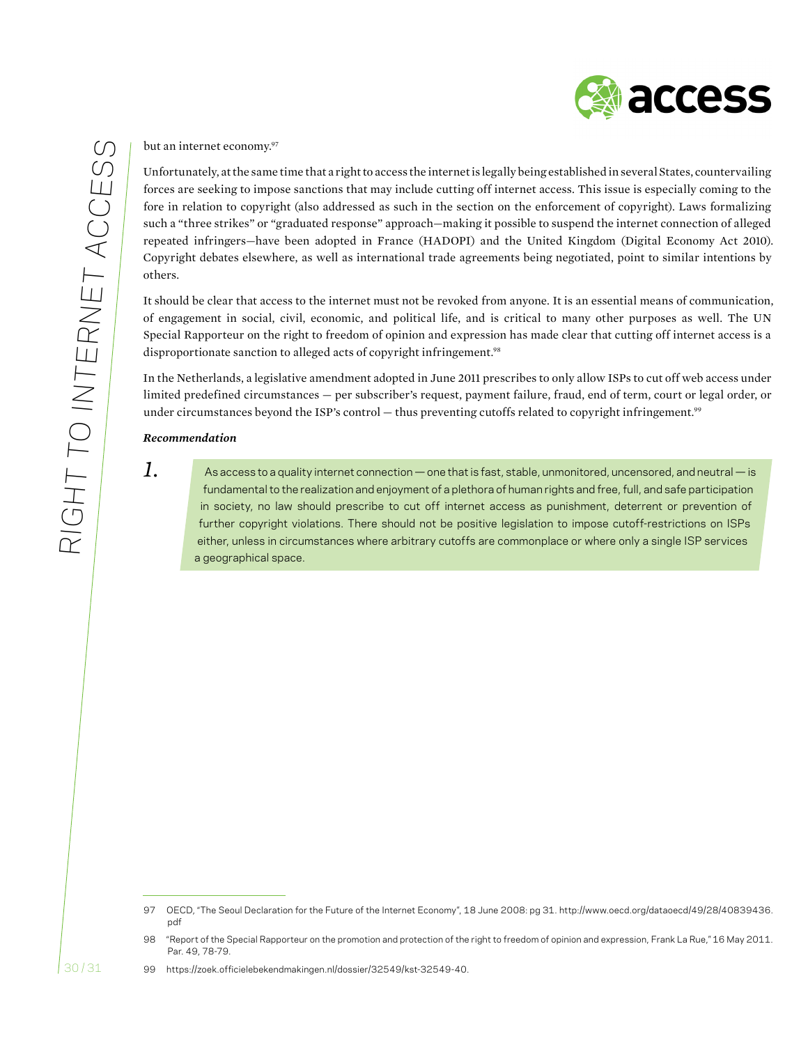but an internet economy.[97]

Unfortunately, at the same time that a right to access the internet is legally being established in several States, countervailing forces are seeking to impose sanctions that may include cutting off internet access. This issue is especially coming to the fore in relation to copyright (also addressed as such in the section on the enforcement of copyright). Laws formalizing such a "three strikes" or "graduated response" approach—making it possible to suspend the internet connection of alleged repeated infringers—have been adopted in France (HADOPI) and the United Kingdom (Digital Economy Act 2010). Copyright debates elsewhere, as well as international trade agreements being negotiated, point to similar intentions by others.

It should be clear that access to the internet must not be revoked from anyone. It is an essential means of communication, of engagement in social, civil, economic, and political life, and is critical to many other purposes as well. The UN Special Rapporteur on the right to freedom of opinion and expression has made clear that cutting off internet access is a disproportionate sanction to alleged acts of copyright infringement.[98]

In the Netherlands, a legislative amendment adopted in June 2011 prescribes to only allow ISPs to cut off web access under limited predefined circumstances — per subscriber's request, payment failure, fraud, end of term, court or legal order, or under circumstances beyond the ISP's control — thus preventing cutoffs related to copyright infringement.[99]

***Recommendation***

*1.* As access to a quality internet connection — one that is fast, stable, unmonitored, uncensored, and neutral — is fundamental to the realization and enjoyment of a plethora of human rights and free, full, and safe participation in society, no law should prescribe to cut off internet access as punishment, deterrent or prevention of further copyright violations. There should not be positive legislation to impose cutoff-restrictions on ISPs either, unless in circumstances where arbitrary cutoffs are commonplace or where only a single ISP services a geographical space.

---

97 OECD, "The Seoul Declaration for the Future of the Internet Economy", 18 June 2008: pg 31. http://www.oecd.org/dataoecd/49/28/40839436.pdf

98 "Report of the Special Rapporteur on the promotion and protection of the right to freedom of opinion and expression, Frank La Rue," 16 May 2011. Par. 49, 78-79.

99 https://zoek.officielebekendmakingen.nl/dossier/32549/kst-32549-40.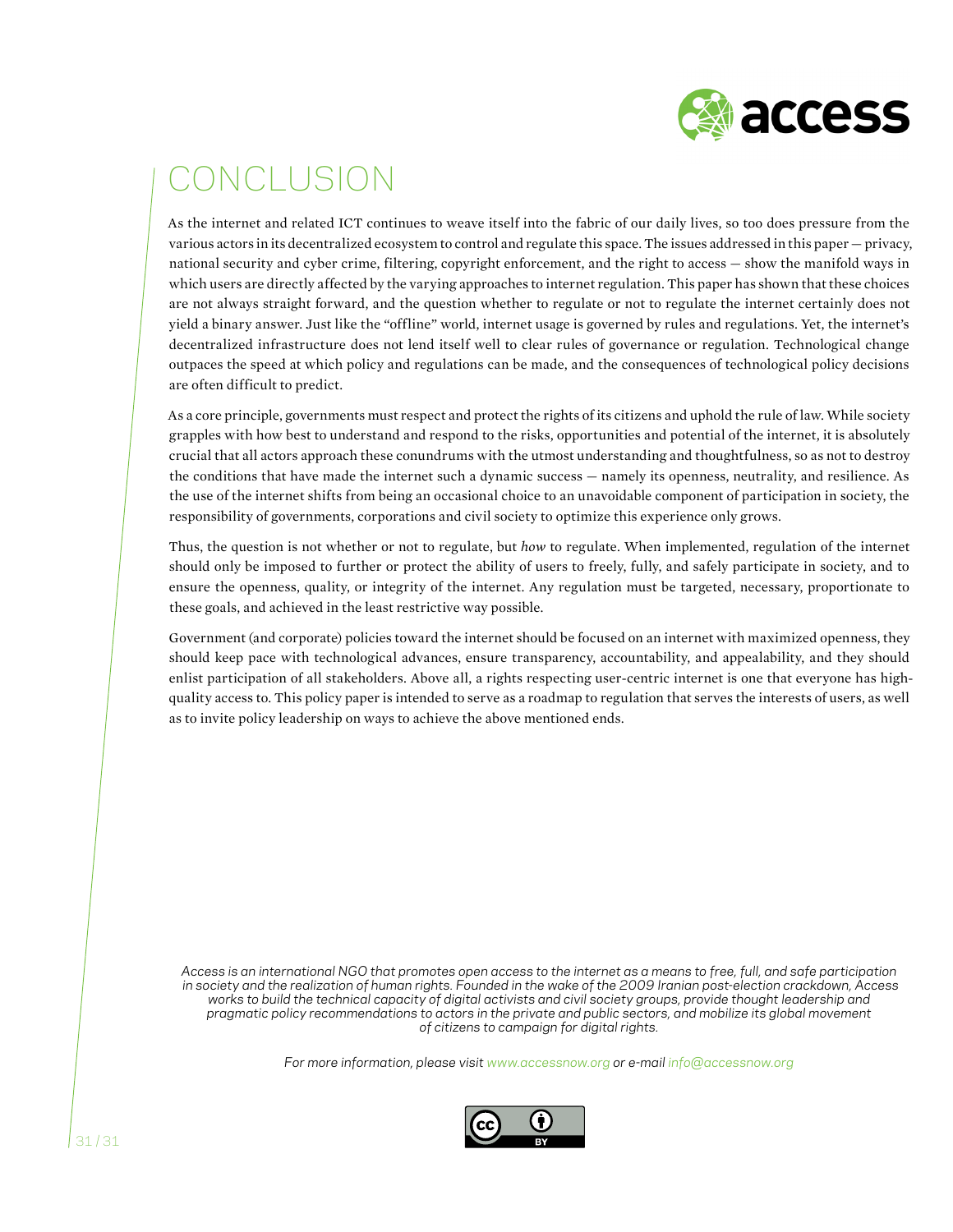# CONCLUSION

As the internet and related ICT continues to weave itself into the fabric of our daily lives, so too does pressure from the various actors in its decentralized ecosystem to control and regulate this space. The issues addressed in this paper — privacy, national security and cyber crime, filtering, copyright enforcement, and the right to access — show the manifold ways in which users are directly affected by the varying approaches to internet regulation. This paper has shown that these choices are not always straight forward, and the question whether to regulate or not to regulate the internet certainly does not yield a binary answer. Just like the "offline" world, internet usage is governed by rules and regulations. Yet, the internet's decentralized infrastructure does not lend itself well to clear rules of governance or regulation. Technological change outpaces the speed at which policy and regulations can be made, and the consequences of technological policy decisions are often difficult to predict.

As a core principle, governments must respect and protect the rights of its citizens and uphold the rule of law. While society grapples with how best to understand and respond to the risks, opportunities and potential of the internet, it is absolutely crucial that all actors approach these conundrums with the utmost understanding and thoughtfulness, so as not to destroy the conditions that have made the internet such a dynamic success — namely its openness, neutrality, and resilience. As the use of the internet shifts from being an occasional choice to an unavoidable component of participation in society, the responsibility of governments, corporations and civil society to optimize this experience only grows.

Thus, the question is not whether or not to regulate, but *how* to regulate. When implemented, regulation of the internet should only be imposed to further or protect the ability of users to freely, fully, and safely participate in society, and to ensure the openness, quality, or integrity of the internet. Any regulation must be targeted, necessary, proportionate to these goals, and achieved in the least restrictive way possible.

Government (and corporate) policies toward the internet should be focused on an internet with maximized openness, they should keep pace with technological advances, ensure transparency, accountability, and appealability, and they should enlist participation of all stakeholders. Above all, a rights respecting user-centric internet is one that everyone has high-quality access to. This policy paper is intended to serve as a roadmap to regulation that serves the interests of users, as well as to invite policy leadership on ways to achieve the above mentioned ends.

*Access is an international NGO that promotes open access to the internet as a means to free, full, and safe participation in society and the realization of human rights. Founded in the wake of the 2009 Iranian post-election crackdown, Access works to build the technical capacity of digital activists and civil society groups, provide thought leadership and pragmatic policy recommendations to actors in the private and public sectors, and mobilize its global movement of citizens to campaign for digital rights.*

*For more information, please visit www.accessnow.org or e-mail info@accessnow.org*